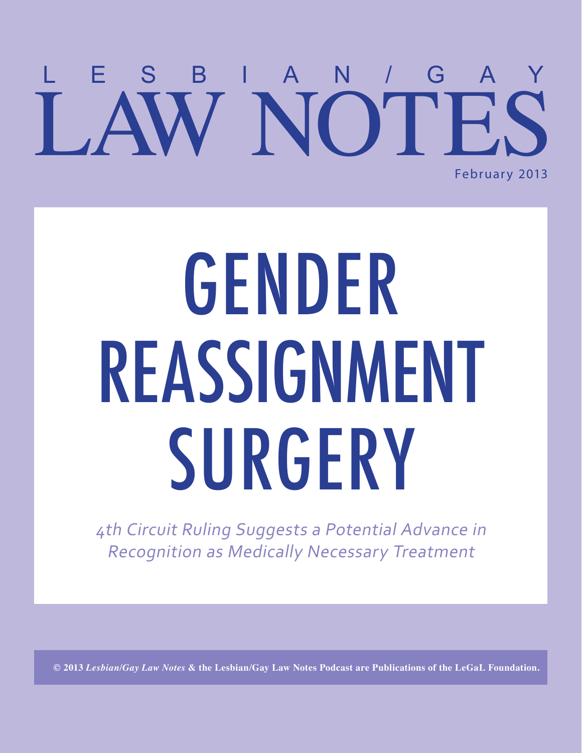# LESBIAN/GAY LAW NOTES

February 2013

# GENDER REASSIGNMENT SURGERY

*4th Circuit Ruling Suggests a Potential Advance in Recognition as Medically Necessary Treatment*

**© 2013 *Lesbian/Gay Law Notes* & the Lesbian/Gay Law Notes Podcast are Publications of the LeGaL Foundation.**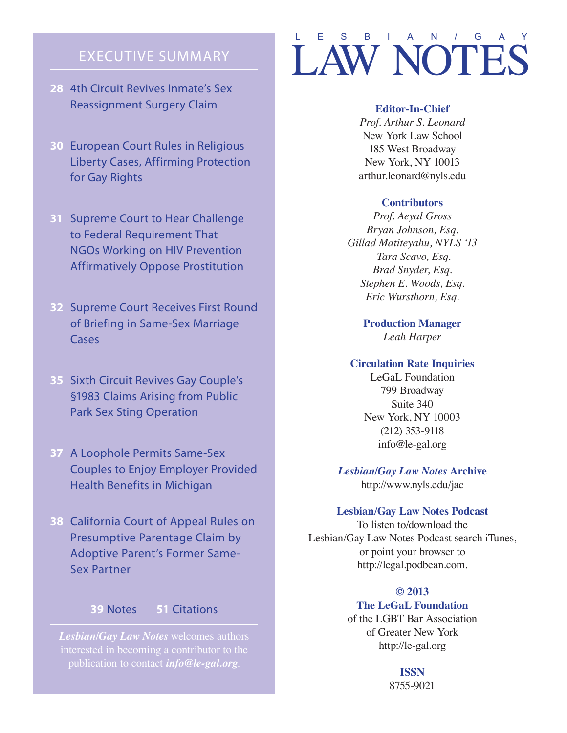## EXECUTIVE SUMMARY

**28** 4th Circuit Revives Inmate's Sex Reassignment Surgery Claim

**30** European Court Rules in Religious Liberty Cases, Affirming Protection for Gay Rights

**31** Supreme Court to Hear Challenge to Federal Requirement That NGOs Working on HIV Prevention Affirmatively Oppose Prostitution

**32** Supreme Court Receives First Round of Briefing in Same-Sex Marriage Cases

**35** Sixth Circuit Revives Gay Couple's §1983 Claims Arising from Public Park Sex Sting Operation

**37** A Loophole Permits Same-Sex Couples to Enjoy Employer Provided Health Benefits in Michigan

**38** California Court of Appeal Rules on Presumptive Parentage Claim by Adoptive Parent's Former Same-Sex Partner

**39** Notes **51** Citations

*Lesbian/Gay Law Notes* welcomes authors interested in becoming a contributor to the publication to contact ***info@le-gal.org***.

# LESBIAN/GAY LAW NOTES

**Editor-In-Chief**
*Prof. Arthur S. Leonard*
New York Law School
185 West Broadway
New York, NY 10013
arthur.leonard@nyls.edu

**Contributors**
*Prof. Aeyal Gross*
*Bryan Johnson, Esq.*
*Gillad Matiteyahu, NYLS '13*
*Tara Scavo, Esq.*
*Brad Snyder, Esq.*
*Stephen E. Woods, Esq.*
*Eric Wursthorn, Esq.*

**Production Manager**
*Leah Harper*

**Circulation Rate Inquiries**
LeGaL Foundation
799 Broadway
Suite 340
New York, NY 10003
(212) 353-9118
info@le-gal.org

***Lesbian/Gay Law Notes* Archive**
http://www.nyls.edu/jac

**Lesbian/Gay Law Notes Podcast**
To listen to/download the Lesbian/Gay Law Notes Podcast search iTunes, or point your browser to http://legal.podbean.com.

**© 2013**
**The LeGaL Foundation**
of the LGBT Bar Association of Greater New York
http://le-gal.org

**ISSN**
8755-9021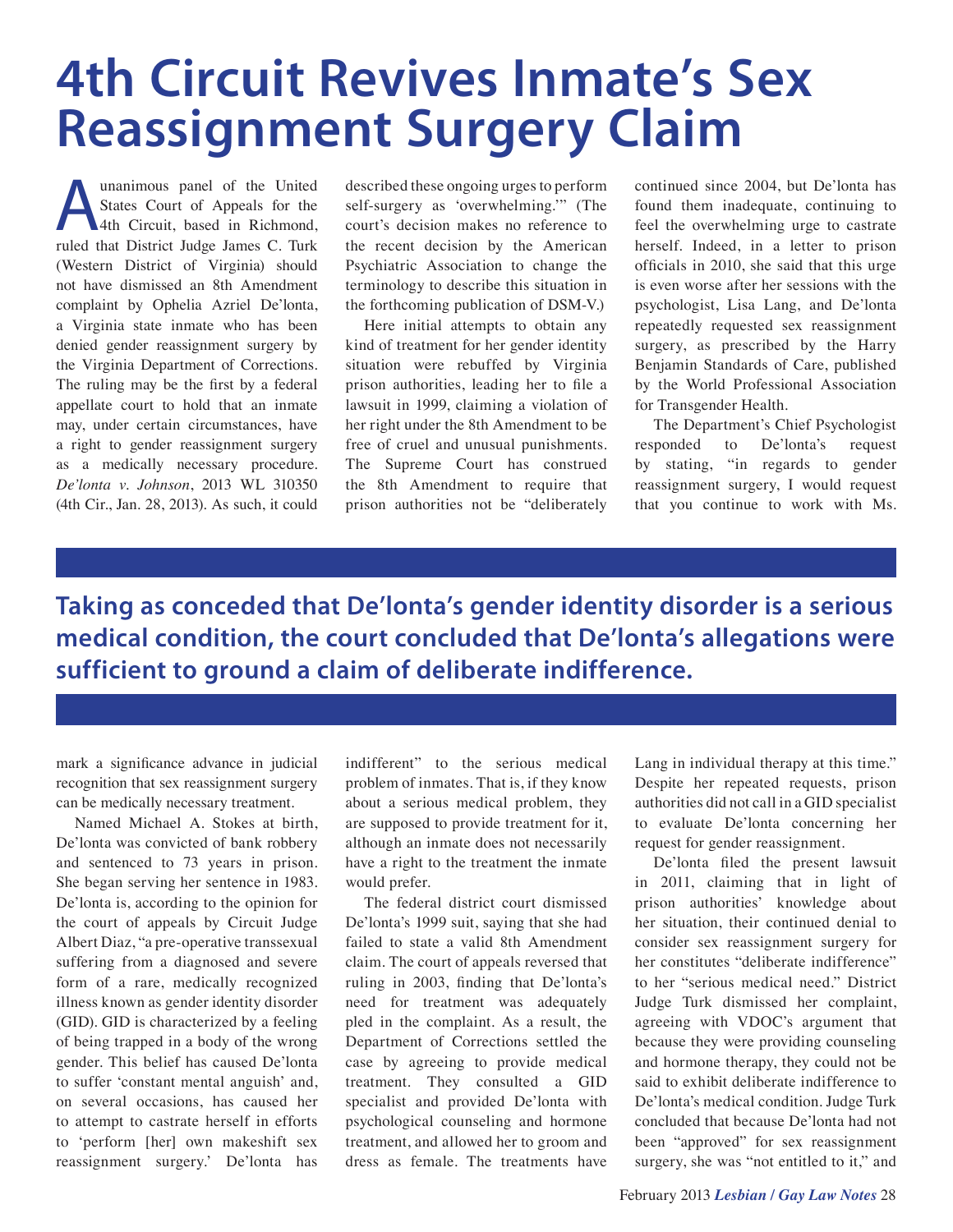# 4th Circuit Revives Inmate's Sex Reassignment Surgery Claim

A unanimous panel of the United States Court of Appeals for the 4th Circuit, based in Richmond, ruled that District Judge James C. Turk (Western District of Virginia) should not have dismissed an 8th Amendment complaint by Ophelia Azriel De'lonta, a Virginia state inmate who has been denied gender reassignment surgery by the Virginia Department of Corrections. The ruling may be the first by a federal appellate court to hold that an inmate may, under certain circumstances, have a right to gender reassignment surgery as a medically necessary procedure. *De'lonta v. Johnson*, 2013 WL 310350 (4th Cir., Jan. 28, 2013). As such, it could mark a significance advance in judicial recognition that sex reassignment surgery can be medically necessary treatment.

Named Michael A. Stokes at birth, De'lonta was convicted of bank robbery and sentenced to 73 years in prison. She began serving her sentence in 1983. De'lonta is, according to the opinion for the court of appeals by Circuit Judge Albert Diaz, "a pre-operative transsexual suffering from a diagnosed and severe form of a rare, medically recognized illness known as gender identity disorder (GID). GID is characterized by a feeling of being trapped in a body of the wrong gender. This belief has caused De'lonta to suffer 'constant mental anguish' and, on several occasions, has caused her to attempt to castrate herself in efforts to 'perform [her] own makeshift sex reassignment surgery.' De'lonta has described these ongoing urges to perform self-surgery as 'overwhelming.'" (The court's decision makes no reference to the recent decision by the American Psychiatric Association to change the terminology to describe this situation in the forthcoming publication of DSM-V.)

Here initial attempts to obtain any kind of treatment for her gender identity situation were rebuffed by Virginia prison authorities, leading her to file a lawsuit in 1999, claiming a violation of her right under the 8th Amendment to be free of cruel and unusual punishments. The Supreme Court has construed the 8th Amendment to require that prison authorities not be "deliberately indifferent" to the serious medical problem of inmates. That is, if they know about a serious medical problem, they are supposed to provide treatment for it, although an inmate does not necessarily have a right to the treatment the inmate would prefer.

**Taking as conceded that De'lonta's gender identity disorder is a serious medical condition, the court concluded that De'lonta's allegations were sufficient to ground a claim of deliberate indifference.**

The federal district court dismissed De'lonta's 1999 suit, saying that she had failed to state a valid 8th Amendment claim. The court of appeals reversed that ruling in 2003, finding that De'lonta's need for treatment was adequately pled in the complaint. As a result, the Department of Corrections settled the case by agreeing to provide medical treatment. They consulted a GID specialist and provided De'lonta with psychological counseling and hormone treatment, and allowed her to groom and dress as female. The treatments have continued since 2004, but De'lonta has found them inadequate, continuing to feel the overwhelming urge to castrate herself. Indeed, in a letter to prison officials in 2010, she said that this urge is even worse after her sessions with the psychologist, Lisa Lang, and De'lonta repeatedly requested sex reassignment surgery, as prescribed by the Harry Benjamin Standards of Care, published by the World Professional Association for Transgender Health.

The Department's Chief Psychologist responded to De'lonta's request by stating, "in regards to gender reassignment surgery, I would request that you continue to work with Ms. Lang in individual therapy at this time." Despite her repeated requests, prison authorities did not call in a GID specialist to evaluate De'lonta concerning her request for gender reassignment.

De'lonta filed the present lawsuit in 2011, claiming that in light of prison authorities' knowledge about her situation, their continued denial to consider sex reassignment surgery for her constitutes "deliberate indifference" to her "serious medical need." District Judge Turk dismissed her complaint, agreeing with VDOC's argument that because they were providing counseling and hormone therapy, they could not be said to exhibit deliberate indifference to De'lonta's medical condition. Judge Turk concluded that because De'lonta had not been "approved" for sex reassignment surgery, she was "not entitled to it," and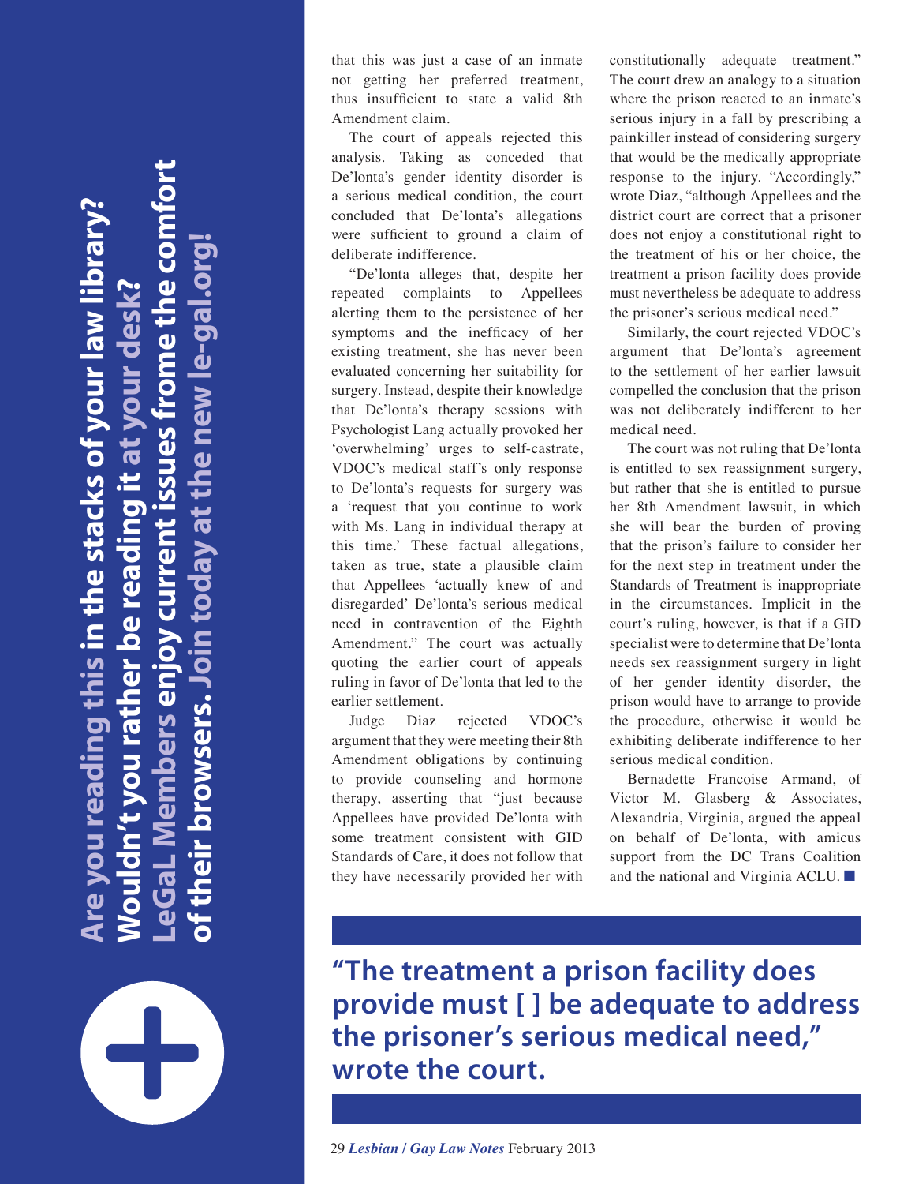**Are you reading this in the stacks of your law library? Wouldn't you rather be reading it at your desk? LeGaL Members enjoy current issues frome the comfort of their browsers. Join today at the new le-gal.org!**

that this was just a case of an inmate not getting her preferred treatment, thus insufficient to state a valid 8th Amendment claim.

The court of appeals rejected this analysis. Taking as conceded that De'lonta's gender identity disorder is a serious medical condition, the court concluded that De'lonta's allegations were sufficient to ground a claim of deliberate indifference.

"De'lonta alleges that, despite her repeated complaints to Appellees alerting them to the persistence of her symptoms and the inefficacy of her existing treatment, she has never been evaluated concerning her suitability for surgery. Instead, despite their knowledge that De'lonta's therapy sessions with Psychologist Lang actually provoked her 'overwhelming' urges to self-castrate, VDOC's medical staff's only response to De'lonta's requests for surgery was a 'request that you continue to work with Ms. Lang in individual therapy at this time.' These factual allegations, taken as true, state a plausible claim that Appellees 'actually knew of and disregarded' De'lonta's serious medical need in contravention of the Eighth Amendment." The court was actually quoting the earlier court of appeals ruling in favor of De'lonta that led to the earlier settlement.

Judge Diaz rejected VDOC's argument that they were meeting their 8th Amendment obligations by continuing to provide counseling and hormone therapy, asserting that "just because Appellees have provided De'lonta with some treatment consistent with GID Standards of Care, it does not follow that they have necessarily provided her with constitutionally adequate treatment." The court drew an analogy to a situation where the prison reacted to an inmate's serious injury in a fall by prescribing a painkiller instead of considering surgery that would be the medically appropriate response to the injury. "Accordingly," wrote Diaz, "although Appellees and the district court are correct that a prisoner does not enjoy a constitutional right to the treatment of his or her choice, the treatment a prison facility does provide must nevertheless be adequate to address the prisoner's serious medical need."

Similarly, the court rejected VDOC's argument that De'lonta's agreement to the settlement of her earlier lawsuit compelled the conclusion that the prison was not deliberately indifferent to her medical need.

The court was not ruling that De'lonta is entitled to sex reassignment surgery, but rather that she is entitled to pursue her 8th Amendment lawsuit, in which she will bear the burden of proving that the prison's failure to consider her for the next step in treatment under the Standards of Treatment is inappropriate in the circumstances. Implicit in the court's ruling, however, is that if a GID specialist were to determine that De'lonta needs sex reassignment surgery in light of her gender identity disorder, the prison would have to arrange to provide the procedure, otherwise it would be exhibiting deliberate indifference to her serious medical condition.

Bernadette Francoise Armand, of Victor M. Glasberg & Associates, Alexandria, Virginia, argued the appeal on behalf of De'lonta, with amicus support from the DC Trans Coalition and the national and Virginia ACLU. ■

**"The treatment a prison facility does provide must [ ] be adequate to address the prisoner's serious medical need," wrote the court.**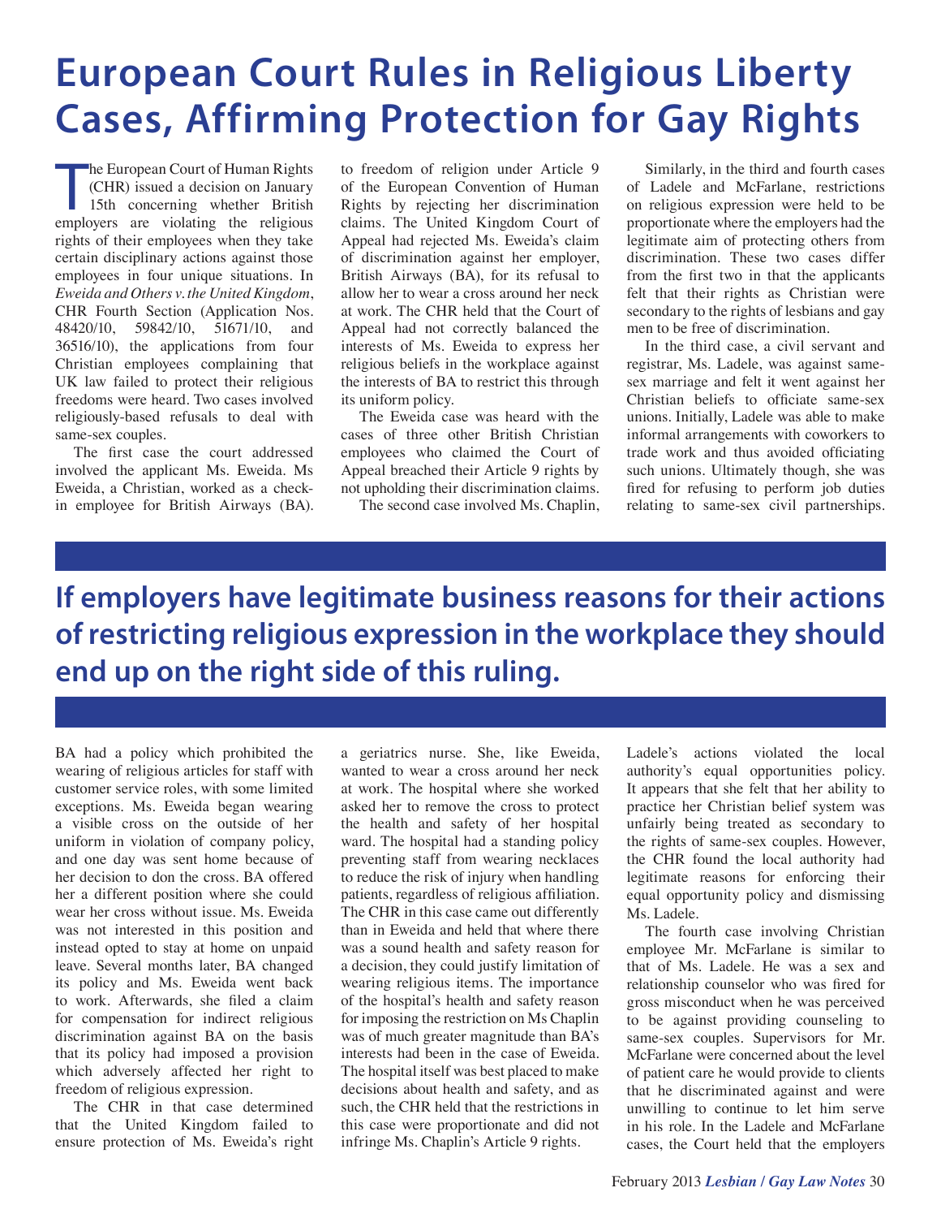# European Court Rules in Religious Liberty Cases, Affirming Protection for Gay Rights

The European Court of Human Rights (CHR) issued a decision on January 15th concerning whether British employers are violating the religious rights of their employees when they take certain disciplinary actions against those employees in four unique situations. In *Eweida and Others v. the United Kingdom*, CHR Fourth Section (Application Nos. 48420/10, 59842/10, 51671/10, and 36516/10), the applications from four Christian employees complaining that UK law failed to protect their religious freedoms were heard. Two cases involved religiously-based refusals to deal with same-sex couples.

The first case the court addressed involved the applicant Ms. Eweida. Ms Eweida, a Christian, worked as a check-in employee for British Airways (BA). BA had a policy which prohibited the wearing of religious articles for staff with customer service roles, with some limited exceptions. Ms. Eweida began wearing a visible cross on the outside of her uniform in violation of company policy, and one day was sent home because of her decision to don the cross. BA offered her a different position where she could wear her cross without issue. Ms. Eweida was not interested in this position and instead opted to stay at home on unpaid leave. Several months later, BA changed its policy and Ms. Eweida went back to work. Afterwards, she filed a claim for compensation for indirect religious discrimination against BA on the basis that its policy had imposed a provision which adversely affected her right to freedom of religious expression.

The CHR in that case determined that the United Kingdom failed to ensure protection of Ms. Eweida's right to freedom of religion under Article 9 of the European Convention of Human Rights by rejecting her discrimination claims. The United Kingdom Court of Appeal had rejected Ms. Eweida's claim of discrimination against her employer, British Airways (BA), for its refusal to allow her to wear a cross around her neck at work. The CHR held that the Court of Appeal had not correctly balanced the interests of Ms. Eweida to express her religious beliefs in the workplace against the interests of BA to restrict this through its uniform policy.

The Eweida case was heard with the cases of three other British Christian employees who claimed the Court of Appeal breached their Article 9 rights by not upholding their discrimination claims.

The second case involved Ms. Chaplin, a geriatrics nurse. She, like Eweida, wanted to wear a cross around her neck at work. The hospital where she worked asked her to remove the cross to protect the health and safety of her hospital ward. The hospital had a standing policy preventing staff from wearing necklaces to reduce the risk of injury when handling patients, regardless of religious affiliation. The CHR in this case came out differently than in Eweida and held that where there was a sound health and safety reason for a decision, they could justify limitation of wearing religious items. The importance of the hospital's health and safety reason for imposing the restriction on Ms Chaplin was of much greater magnitude than BA's interests had been in the case of Eweida. The hospital itself was best placed to make decisions about health and safety, and as such, the CHR held that the restrictions in this case were proportionate and did not infringe Ms. Chaplin's Article 9 rights.

**If employers have legitimate business reasons for their actions of restricting religious expression in the workplace they should end up on the right side of this ruling.**

Similarly, in the third and fourth cases of Ladele and McFarlane, restrictions on religious expression were held to be proportionate where the employers had the legitimate aim of protecting others from discrimination. These two cases differ from the first two in that the applicants felt that their rights as Christian were secondary to the rights of lesbians and gay men to be free of discrimination.

In the third case, a civil servant and registrar, Ms. Ladele, was against same-sex marriage and felt it went against her Christian beliefs to officiate same-sex unions. Initially, Ladele was able to make informal arrangements with coworkers to trade work and thus avoided officiating such unions. Ultimately though, she was fired for refusing to perform job duties relating to same-sex civil partnerships. Ladele's actions violated the local authority's equal opportunities policy. It appears that she felt that her ability to practice her Christian belief system was unfairly being treated as secondary to the rights of same-sex couples. However, the CHR found the local authority had legitimate reasons for enforcing their equal opportunity policy and dismissing Ms. Ladele.

The fourth case involving Christian employee Mr. McFarlane is similar to that of Ms. Ladele. He was a sex and relationship counselor who was fired for gross misconduct when he was perceived to be against providing counseling to same-sex couples. Supervisors for Mr. McFarlane were concerned about the level of patient care he would provide to clients that he discriminated against and were unwilling to continue to let him serve in his role. In the Ladele and McFarlane cases, the Court held that the employers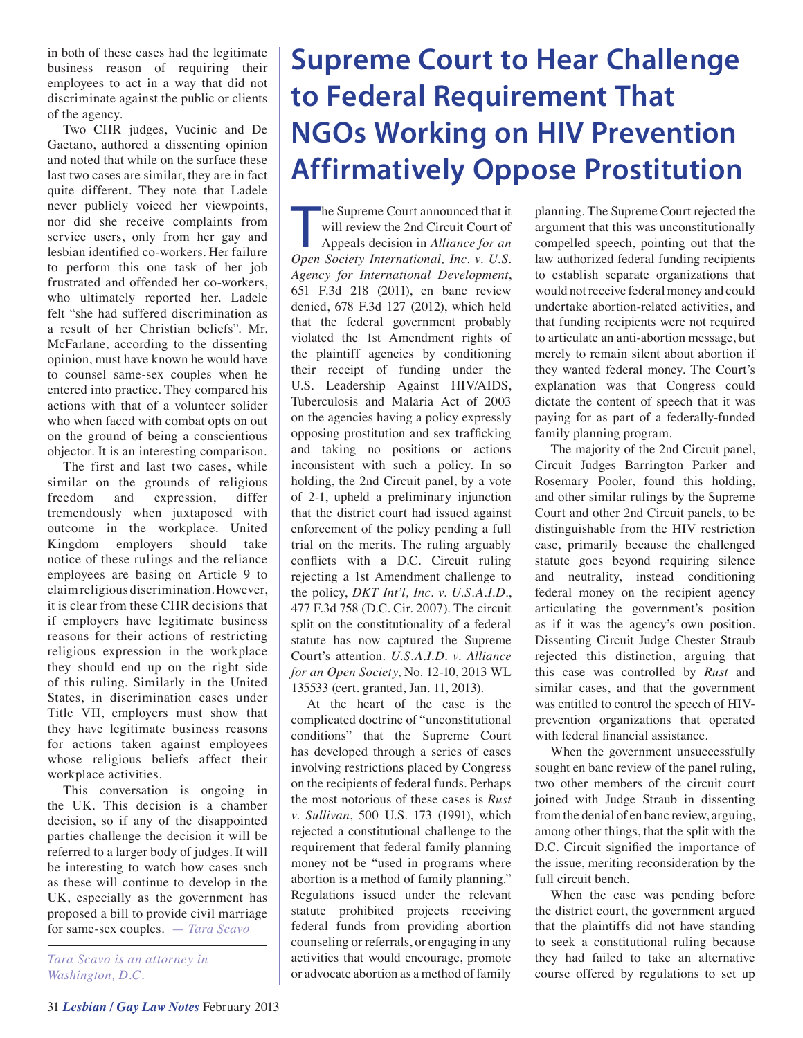in both of these cases had the legitimate business reason of requiring their employees to act in a way that did not discriminate against the public or clients of the agency.

Two CHR judges, Vucinic and De Gaetano, authored a dissenting opinion and noted that while on the surface these last two cases are similar, they are in fact quite different. They note that Ladele never publicly voiced her viewpoints, nor did she receive complaints from service users, only from her gay and lesbian identified co-workers. Her failure to perform this one task of her job frustrated and offended her co-workers, who ultimately reported her. Ladele felt "she had suffered discrimination as a result of her Christian beliefs". Mr. McFarlane, according to the dissenting opinion, must have known he would have to counsel same-sex couples when he entered into practice. They compared his actions with that of a volunteer solider who when faced with combat opts on out on the ground of being a conscientious objector. It is an interesting comparison.

The first and last two cases, while similar on the grounds of religious freedom and expression, differ tremendously when juxtaposed with outcome in the workplace. United Kingdom employers should take notice of these rulings and the reliance employees are basing on Article 9 to claim religious discrimination. However, it is clear from these CHR decisions that if employers have legitimate business reasons for their actions of restricting religious expression in the workplace they should end up on the right side of this ruling. Similarly in the United States, in discrimination cases under Title VII, employers must show that they have legitimate business reasons for actions taken against employees whose religious beliefs affect their workplace activities.

This conversation is ongoing in the UK. This decision is a chamber decision, so if any of the disappointed parties challenge the decision it will be referred to a larger body of judges. It will be interesting to watch how cases such as these will continue to develop in the UK, especially as the government has proposed a bill to provide civil marriage for same-sex couples. *— Tara Scavo*

*Tara Scavo is an attorney in Washington, D.C.*

# Supreme Court to Hear Challenge to Federal Requirement That NGOs Working on HIV Prevention Affirmatively Oppose Prostitution

The Supreme Court announced that it will review the 2nd Circuit Court of Appeals decision in *Alliance for an Open Society International, Inc. v. U.S. Agency for International Development*, 651 F.3d 218 (2011), en banc review denied, 678 F.3d 127 (2012), which held that the federal government probably violated the 1st Amendment rights of the plaintiff agencies by conditioning their receipt of funding under the U.S. Leadership Against HIV/AIDS, Tuberculosis and Malaria Act of 2003 on the agencies having a policy expressly opposing prostitution and sex trafficking and taking no positions or actions inconsistent with such a policy. In so holding, the 2nd Circuit panel, by a vote of 2-1, upheld a preliminary injunction that the district court had issued against enforcement of the policy pending a full trial on the merits. The ruling arguably conflicts with a D.C. Circuit ruling rejecting a 1st Amendment challenge to the policy, *DKT Int'l, Inc. v. U.S.A.I.D.*, 477 F.3d 758 (D.C. Cir. 2007). The circuit split on the constitutionality of a federal statute has now captured the Supreme Court's attention. *U.S.A.I.D. v. Alliance for an Open Society*, No. 12-10, 2013 WL 135533 (cert. granted, Jan. 11, 2013).

At the heart of the case is the complicated doctrine of "unconstitutional conditions" that the Supreme Court has developed through a series of cases involving restrictions placed by Congress on the recipients of federal funds. Perhaps the most notorious of these cases is *Rust v. Sullivan*, 500 U.S. 173 (1991), which rejected a constitutional challenge to the requirement that federal family planning money not be "used in programs where abortion is a method of family planning." Regulations issued under the relevant statute prohibited projects receiving federal funds from providing abortion counseling or referrals, or engaging in any activities that would encourage, promote or advocate abortion as a method of family planning. The Supreme Court rejected the argument that this was unconstitutionally compelled speech, pointing out that the law authorized federal funding recipients to establish separate organizations that would not receive federal money and could undertake abortion-related activities, and that funding recipients were not required to articulate an anti-abortion message, but merely to remain silent about abortion if they wanted federal money. The Court's explanation was that Congress could dictate the content of speech that it was paying for as part of a federally-funded family planning program.

The majority of the 2nd Circuit panel, Circuit Judges Barrington Parker and Rosemary Pooler, found this holding, and other similar rulings by the Supreme Court and other 2nd Circuit panels, to be distinguishable from the HIV restriction case, primarily because the challenged statute goes beyond requiring silence and neutrality, instead conditioning federal money on the recipient agency articulating the government's position as if it was the agency's own position. Dissenting Circuit Judge Chester Straub rejected this distinction, arguing that this case was controlled by *Rust* and similar cases, and that the government was entitled to control the speech of HIV-prevention organizations that operated with federal financial assistance.

When the government unsuccessfully sought en banc review of the panel ruling, two other members of the circuit court joined with Judge Straub in dissenting from the denial of en banc review, arguing, among other things, that the split with the D.C. Circuit signified the importance of the issue, meriting reconsideration by the full circuit bench.

When the case was pending before the district court, the government argued that the plaintiffs did not have standing to seek a constitutional ruling because they had failed to take an alternative course offered by regulations to set up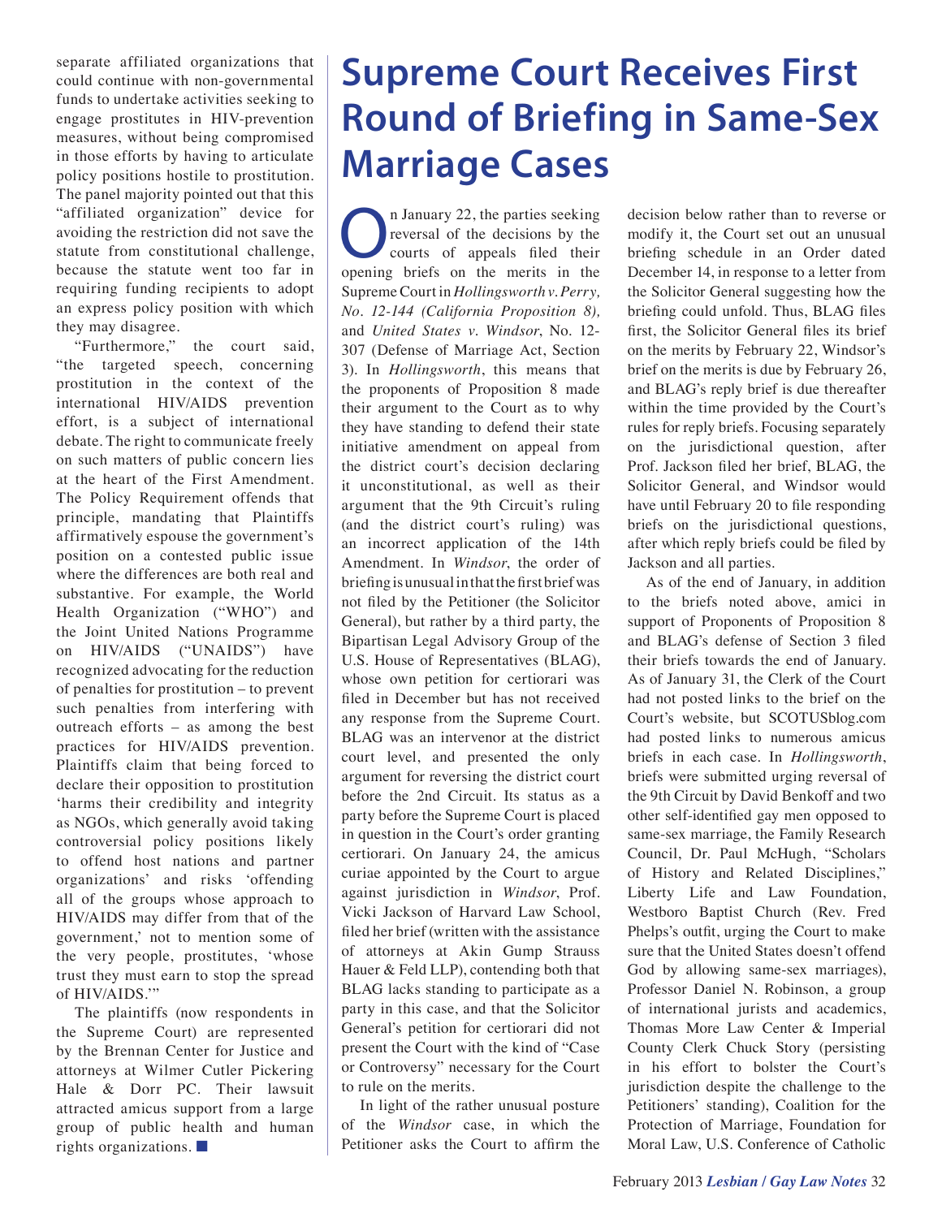separate affiliated organizations that could continue with non-governmental funds to undertake activities seeking to engage prostitutes in HIV-prevention measures, without being compromised in those efforts by having to articulate policy positions hostile to prostitution. The panel majority pointed out that this "affiliated organization" device for avoiding the restriction did not save the statute from constitutional challenge, because the statute went too far in requiring funding recipients to adopt an express policy position with which they may disagree.

"Furthermore," the court said, "the targeted speech, concerning prostitution in the context of the international HIV/AIDS prevention effort, is a subject of international debate. The right to communicate freely on such matters of public concern lies at the heart of the First Amendment. The Policy Requirement offends that principle, mandating that Plaintiffs affirmatively espouse the government's position on a contested public issue where the differences are both real and substantive. For example, the World Health Organization ("WHO") and the Joint United Nations Programme on HIV/AIDS ("UNAIDS") have recognized advocating for the reduction of penalties for prostitution – to prevent such penalties from interfering with outreach efforts – as among the best practices for HIV/AIDS prevention. Plaintiffs claim that being forced to declare their opposition to prostitution 'harms their credibility and integrity as NGOs, which generally avoid taking controversial policy positions likely to offend host nations and partner organizations' and risks 'offending all of the groups whose approach to HIV/AIDS may differ from that of the government,' not to mention some of the very people, prostitutes, 'whose trust they must earn to stop the spread of HIV/AIDS.'"

The plaintiffs (now respondents in the Supreme Court) are represented by the Brennan Center for Justice and attorneys at Wilmer Cutler Pickering Hale & Dorr PC. Their lawsuit attracted amicus support from a large group of public health and human rights organizations. ■

# Supreme Court Receives First Round of Briefing in Same-Sex Marriage Cases

On January 22, the parties seeking reversal of the decisions by the courts of appeals filed their opening briefs on the merits in the Supreme Court in *Hollingsworth v. Perry, No. 12-144 (California Proposition 8),* and *United States v. Windsor*, No. 12-307 (Defense of Marriage Act, Section 3). In *Hollingsworth*, this means that the proponents of Proposition 8 made their argument to the Court as to why they have standing to defend their state initiative amendment on appeal from the district court's decision declaring it unconstitutional, as well as their argument that the 9th Circuit's ruling (and the district court's ruling) was an incorrect application of the 14th Amendment. In *Windsor*, the order of briefing is unusual in that the first brief was not filed by the Petitioner (the Solicitor General), but rather by a third party, the Bipartisan Legal Advisory Group of the U.S. House of Representatives (BLAG), whose own petition for certiorari was filed in December but has not received any response from the Supreme Court. BLAG was an intervenor at the district court level, and presented the only argument for reversing the district court before the 2nd Circuit. Its status as a party before the Supreme Court is placed in question in the Court's order granting certiorari. On January 24, the amicus curiae appointed by the Court to argue against jurisdiction in *Windsor*, Prof. Vicki Jackson of Harvard Law School, filed her brief (written with the assistance of attorneys at Akin Gump Strauss Hauer & Feld LLP), contending both that BLAG lacks standing to participate as a party in this case, and that the Solicitor General's petition for certiorari did not present the Court with the kind of "Case or Controversy" necessary for the Court to rule on the merits.

In light of the rather unusual posture of the *Windsor* case, in which the Petitioner asks the Court to affirm the decision below rather than to reverse or modify it, the Court set out an unusual briefing schedule in an Order dated December 14, in response to a letter from the Solicitor General suggesting how the briefing could unfold. Thus, BLAG files first, the Solicitor General files its brief on the merits by February 22, Windsor's brief on the merits is due by February 26, and BLAG's reply brief is due thereafter within the time provided by the Court's rules for reply briefs. Focusing separately on the jurisdictional question, after Prof. Jackson filed her brief, BLAG, the Solicitor General, and Windsor would have until February 20 to file responding briefs on the jurisdictional questions, after which reply briefs could be filed by Jackson and all parties.

As of the end of January, in addition to the briefs noted above, amici in support of Proponents of Proposition 8 and BLAG's defense of Section 3 filed their briefs towards the end of January. As of January 31, the Clerk of the Court had not posted links to the brief on the Court's website, but SCOTUSblog.com had posted links to numerous amicus briefs in each case. In *Hollingsworth*, briefs were submitted urging reversal of the 9th Circuit by David Benkoff and two other self-identified gay men opposed to same-sex marriage, the Family Research Council, Dr. Paul McHugh, "Scholars of History and Related Disciplines," Liberty Life and Law Foundation, Westboro Baptist Church (Rev. Fred Phelps's outfit, urging the Court to make sure that the United States doesn't offend God by allowing same-sex marriages), Professor Daniel N. Robinson, a group of international jurists and academics, Thomas More Law Center & Imperial County Clerk Chuck Story (persisting in his effort to bolster the Court's jurisdiction despite the challenge to the Petitioners' standing), Coalition for the Protection of Marriage, Foundation for Moral Law, U.S. Conference of Catholic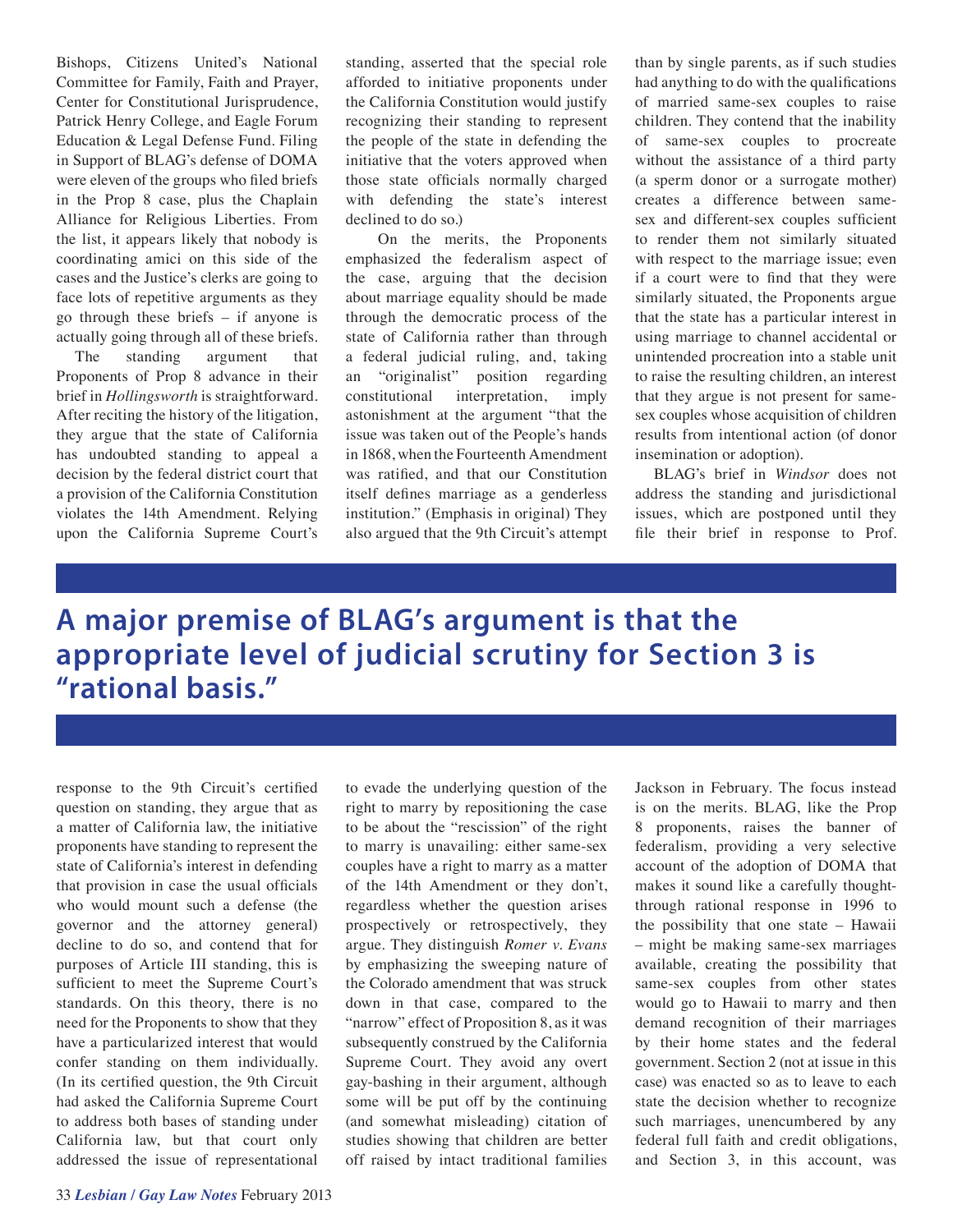Bishops, Citizens United's National Committee for Family, Faith and Prayer, Center for Constitutional Jurisprudence, Patrick Henry College, and Eagle Forum Education & Legal Defense Fund. Filing in Support of BLAG's defense of DOMA were eleven of the groups who filed briefs in the Prop 8 case, plus the Chaplain Alliance for Religious Liberties. From the list, it appears likely that nobody is coordinating amici on this side of the cases and the Justice's clerks are going to face lots of repetitive arguments as they go through these briefs – if anyone is actually going through all of these briefs.

The standing argument that Proponents of Prop 8 advance in their brief in *Hollingsworth* is straightforward. After reciting the history of the litigation, they argue that the state of California has undoubted standing to appeal a decision by the federal district court that a provision of the California Constitution violates the 14th Amendment. Relying upon the California Supreme Court's response to the 9th Circuit's certified question on standing, they argue that as a matter of California law, the initiative proponents have standing to represent the state of California's interest in defending that provision in case the usual officials who would mount such a defense (the governor and the attorney general) decline to do so, and contend that for purposes of Article III standing, this is sufficient to meet the Supreme Court's standards. On this theory, there is no need for the Proponents to show that they have a particularized interest that would confer standing on them individually. (In its certified question, the 9th Circuit had asked the California Supreme Court to address both bases of standing under California law, but that court only addressed the issue of representational standing, asserted that the special role afforded to initiative proponents under the California Constitution would justify recognizing their standing to represent the people of the state in defending the initiative that the voters approved when those state officials normally charged with defending the state's interest declined to do so.)

On the merits, the Proponents emphasized the federalism aspect of the case, arguing that the decision about marriage equality should be made through the democratic process of the state of California rather than through a federal judicial ruling, and, taking an "originalist" position regarding constitutional interpretation, imply astonishment at the argument "that the issue was taken out of the People's hands in 1868, when the Fourteenth Amendment was ratified, and that our Constitution itself defines marriage as a genderless institution." (Emphasis in original) They also argued that the 9th Circuit's attempt to evade the underlying question of the right to marry by repositioning the case to be about the "rescission" of the right to marry is unavailing: either same-sex couples have a right to marry as a matter of the 14th Amendment or they don't, regardless whether the question arises prospectively or retrospectively, they argue. They distinguish *Romer v. Evans* by emphasizing the sweeping nature of the Colorado amendment that was struck down in that case, compared to the "narrow" effect of Proposition 8, as it was subsequently construed by the California Supreme Court. They avoid any overt gay-bashing in their argument, although some will be put off by the continuing (and somewhat misleading) citation of studies showing that children are better off raised by intact traditional families than by single parents, as if such studies had anything to do with the qualifications of married same-sex couples to raise children. They contend that the inability of same-sex couples to procreate without the assistance of a third party (a sperm donor or a surrogate mother) creates a difference between same-sex and different-sex couples sufficient to render them not similarly situated with respect to the marriage issue; even if a court were to find that they were similarly situated, the Proponents argue that the state has a particular interest in using marriage to channel accidental or unintended procreation into a stable unit to raise the resulting children, an interest that they argue is not present for same-sex couples whose acquisition of children results from intentional action (of donor insemination or adoption).

BLAG's brief in *Windsor* does not address the standing and jurisdictional issues, which are postponed until they file their brief in response to Prof. Jackson in February. The focus instead is on the merits. BLAG, like the Prop 8 proponents, raises the banner of federalism, providing a very selective account of the adoption of DOMA that makes it sound like a carefully thought-through rational response in 1996 to the possibility that one state – Hawaii – might be making same-sex marriages available, creating the possibility that same-sex couples from other states would go to Hawaii to marry and then demand recognition of their marriages by their home states and the federal government. Section 2 (not at issue in this case) was enacted so as to leave to each state the decision whether to recognize such marriages, unencumbered by any federal full faith and credit obligations, and Section 3, in this account, was

**A major premise of BLAG's argument is that the appropriate level of judicial scrutiny for Section 3 is "rational basis."**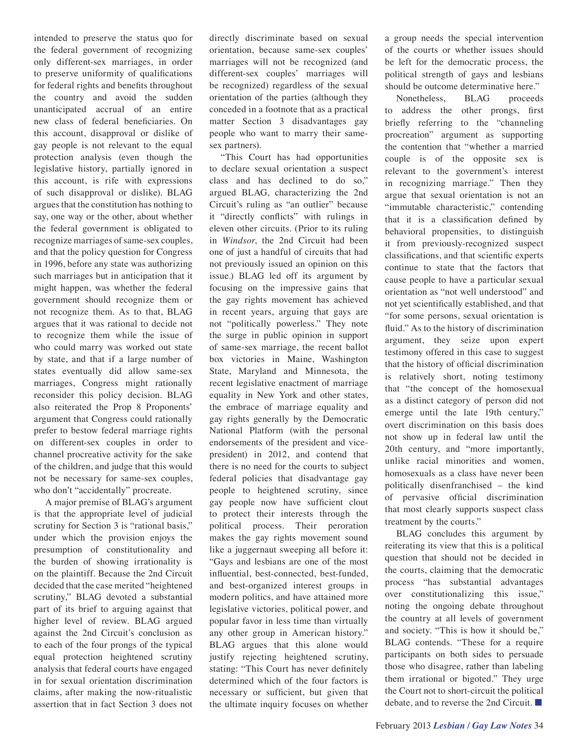intended to preserve the status quo for the federal government of recognizing only different-sex marriages, in order to preserve uniformity of qualifications for federal rights and benefits throughout the country and avoid the sudden unanticipated accrual of an entire new class of federal beneficiaries. On this account, disapproval or dislike of gay people is not relevant to the equal protection analysis (even though the legislative history, partially ignored in this account, is rife with expressions of such disapproval or dislike). BLAG argues that the constitution has nothing to say, one way or the other, about whether the federal government is obligated to recognize marriages of same-sex couples, and that the policy question for Congress in 1996, before any state was authorizing such marriages but in anticipation that it might happen, was whether the federal government should recognize them or not recognize them. As to that, BLAG argues that it was rational to decide not to recognize them while the issue of who could marry was worked out state by state, and that if a large number of states eventually did allow same-sex marriages, Congress might rationally reconsider this policy decision. BLAG also reiterated the Prop 8 Proponents' argument that Congress could rationally prefer to bestow federal marriage rights on different-sex couples in order to channel procreative activity for the sake of the children, and judge that this would not be necessary for same-sex couples, who don't "accidentally" procreate.

A major premise of BLAG's argument is that the appropriate level of judicial scrutiny for Section 3 is "rational basis," under which the provision enjoys the presumption of constitutionality and the burden of showing irrationality is on the plaintiff. Because the 2nd Circuit decided that the case merited "heightened scrutiny," BLAG devoted a substantial part of its brief to arguing against that higher level of review. BLAG argued against the 2nd Circuit's conclusion as to each of the four prongs of the typical equal protection heightened scrutiny analysis that federal courts have engaged in for sexual orientation discrimination claims, after making the now-ritualistic assertion that in fact Section 3 does not directly discriminate based on sexual orientation, because same-sex couples' marriages will not be recognized (and different-sex couples' marriages will be recognized) regardless of the sexual orientation of the parties (although they conceded in a footnote that as a practical matter Section 3 disadvantages gay people who want to marry their same-sex partners).

"This Court has had opportunities to declare sexual orientation a suspect class and has declined to do so," argued BLAG, characterizing the 2nd Circuit's ruling as "an outlier" because it "directly conflicts" with rulings in eleven other circuits. (Prior to its ruling in *Windsor*, the 2nd Circuit had been one of just a handful of circuits that had not previously issued an opinion on this issue.) BLAG led off its argument by focusing on the impressive gains that the gay rights movement has achieved in recent years, arguing that gays are not "politically powerless." They note the surge in public opinion in support of same-sex marriage, the recent ballot box victories in Maine, Washington State, Maryland and Minnesota, the recent legislative enactment of marriage equality in New York and other states, the embrace of marriage equality and gay rights generally by the Democratic National Platform (with the personal endorsements of the president and vice-president) in 2012, and contend that there is no need for the courts to subject federal policies that disadvantage gay people to heightened scrutiny, since gay people now have sufficient clout to protect their interests through the political process. Their peroration makes the gay rights movement sound like a juggernaut sweeping all before it: "Gays and lesbians are one of the most influential, best-connected, best-funded, and best-organized interest groups in modern politics, and have attained more legislative victories, political power, and popular favor in less time than virtually any other group in American history." BLAG argues that this alone would justify rejecting heightened scrutiny, stating: "This Court has never definitely determined which of the four factors is necessary or sufficient, but given that the ultimate inquiry focuses on whether a group needs the special intervention of the courts or whether issues should be left for the democratic process, the political strength of gays and lesbians should be outcome determinative here."

Nonetheless, BLAG proceeds to address the other prongs, first briefly referring to the "channeling procreation" argument as supporting the contention that "whether a married couple is of the opposite sex is relevant to the government's interest in recognizing marriage." Then they argue that sexual orientation is not an "immutable characteristic," contending that it is a classification defined by behavioral propensities, to distinguish it from previously-recognized suspect classifications, and that scientific experts continue to state that the factors that cause people to have a particular sexual orientation as "not well understood" and not yet scientifically established, and that "for some persons, sexual orientation is fluid." As to the history of discrimination argument, they seize upon expert testimony offered in this case to suggest that the history of official discrimination is relatively short, noting testimony that "the concept of the homosexual as a distinct category of person did not emerge until the late 19th century," overt discrimination on this basis does not show up in federal law until the 20th century, and "more importantly, unlike racial minorities and women, homosexuals as a class have never been politically disenfranchised – the kind of pervasive official discrimination that most clearly supports suspect class treatment by the courts."

BLAG concludes this argument by reiterating its view that this is a political question that should not be decided in the courts, claiming that the democratic process "has substantial advantages over constitutionalizing this issue," noting the ongoing debate throughout the country at all levels of government and society. "This is how it should be," BLAG contends. "These for a require participants on both sides to persuade those who disagree, rather than labeling them irrational or bigoted." They urge the Court not to short-circuit the political debate, and to reverse the 2nd Circuit. ■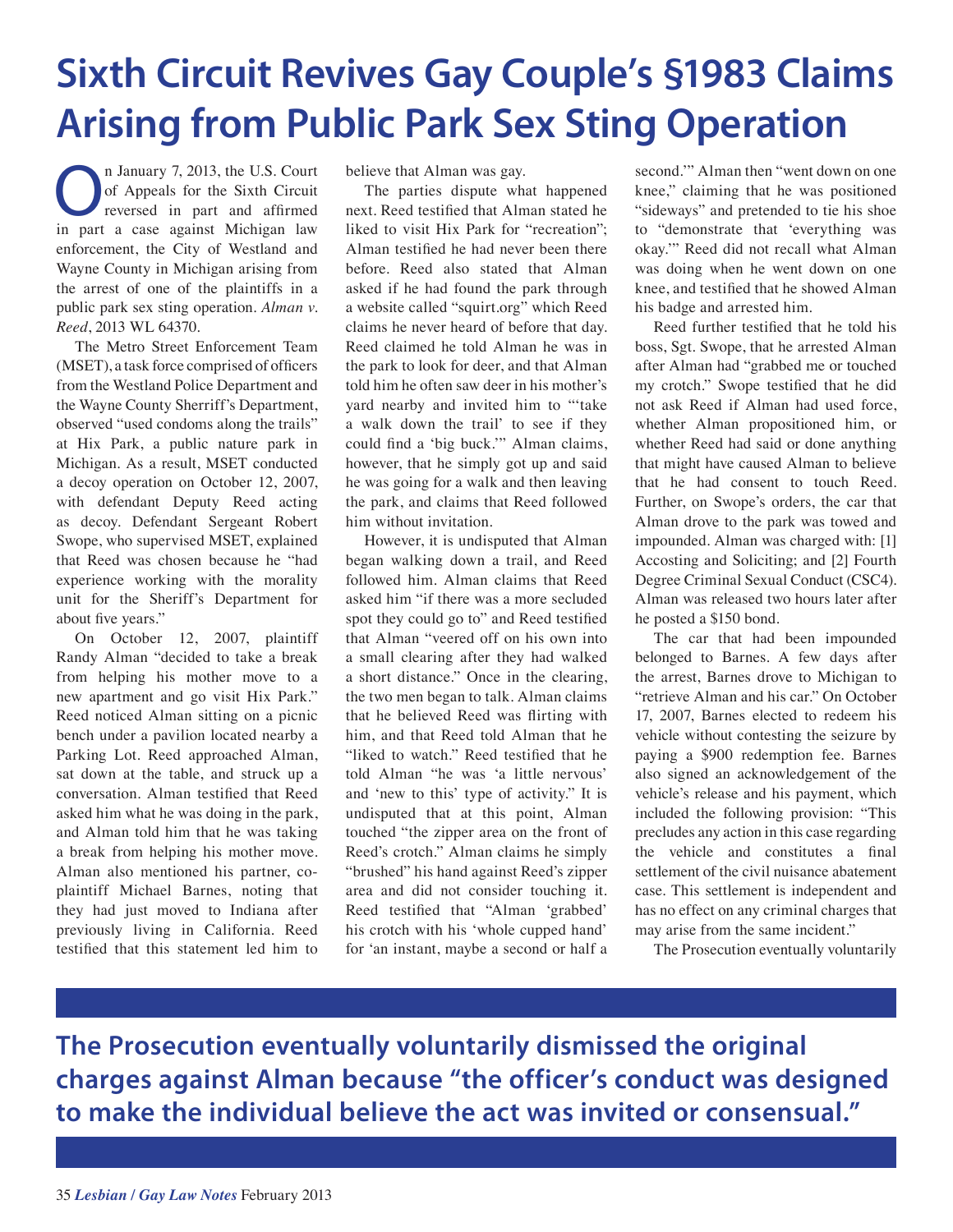# Sixth Circuit Revives Gay Couple's §1983 Claims Arising from Public Park Sex Sting Operation

On January 7, 2013, the U.S. Court of Appeals for the Sixth Circuit reversed in part and affirmed in part a case against Michigan law enforcement, the City of Westland and Wayne County in Michigan arising from the arrest of one of the plaintiffs in a public park sex sting operation. *Alman v. Reed*, 2013 WL 64370.

The Metro Street Enforcement Team (MSET), a task force comprised of officers from the Westland Police Department and the Wayne County Sherriff's Department, observed "used condoms along the trails" at Hix Park, a public nature park in Michigan. As a result, MSET conducted a decoy operation on October 12, 2007, with defendant Deputy Reed acting as decoy. Defendant Sergeant Robert Swope, who supervised MSET, explained that Reed was chosen because he "had experience working with the morality unit for the Sheriff's Department for about five years."

On October 12, 2007, plaintiff Randy Alman "decided to take a break from helping his mother move to a new apartment and go visit Hix Park." Reed noticed Alman sitting on a picnic bench under a pavilion located nearby a Parking Lot. Reed approached Alman, sat down at the table, and struck up a conversation. Alman testified that Reed asked him what he was doing in the park, and Alman told him that he was taking a break from helping his mother move. Alman also mentioned his partner, co-plaintiff Michael Barnes, noting that they had just moved to Indiana after previously living in California. Reed testified that this statement led him to believe that Alman was gay.

The parties dispute what happened next. Reed testified that Alman stated he liked to visit Hix Park for "recreation"; Alman testified he had never been there before. Reed also stated that Alman asked if he had found the park through a website called "squirt.org" which Reed claims he never heard of before that day. Reed claimed he told Alman he was in the park to look for deer, and that Alman told him he often saw deer in his mother's yard nearby and invited him to "'take a walk down the trail' to see if they could find a 'big buck.'" Alman claims, however, that he simply got up and said he was going for a walk and then leaving the park, and claims that Reed followed him without invitation.

However, it is undisputed that Alman began walking down a trail, and Reed followed him. Alman claims that Reed asked him "if there was a more secluded spot they could go to" and Reed testified that Alman "veered off on his own into a small clearing after they had walked a short distance." Once in the clearing, the two men began to talk. Alman claims that he believed Reed was flirting with him, and that Reed told Alman that he "liked to watch." Reed testified that he told Alman "he was 'a little nervous' and 'new to this' type of activity." It is undisputed that at this point, Alman touched "the zipper area on the front of Reed's crotch." Alman claims he simply "brushed" his hand against Reed's zipper area and did not consider touching it. Reed testified that "Alman 'grabbed' his crotch with his 'whole cupped hand' for 'an instant, maybe a second or half a second.'" Alman then "went down on one knee," claiming that he was positioned "sideways" and pretended to tie his shoe to "demonstrate that 'everything was okay.'" Reed did not recall what Alman was doing when he went down on one knee, and testified that he showed Alman his badge and arrested him.

Reed further testified that he told his boss, Sgt. Swope, that he arrested Alman after Alman had "grabbed me or touched my crotch." Swope testified that he did not ask Reed if Alman had used force, whether Alman propositioned him, or whether Reed had said or done anything that might have caused Alman to believe that he had consent to touch Reed. Further, on Swope's orders, the car that Alman drove to the park was towed and impounded. Alman was charged with: [1] Accosting and Soliciting; and [2] Fourth Degree Criminal Sexual Conduct (CSC4). Alman was released two hours later after he posted a $150 bond.

The car that had been impounded belonged to Barnes. A few days after the arrest, Barnes drove to Michigan to "retrieve Alman and his car." On October 17, 2007, Barnes elected to redeem his vehicle without contesting the seizure by paying a $900 redemption fee. Barnes also signed an acknowledgement of the vehicle's release and his payment, which included the following provision: "This precludes any action in this case regarding the vehicle and constitutes a final settlement of the civil nuisance abatement case. This settlement is independent and has no effect on any criminal charges that may arise from the same incident."

The Prosecution eventually voluntarily

**The Prosecution eventually voluntarily dismissed the original charges against Alman because "the officer's conduct was designed to make the individual believe the act was invited or consensual."**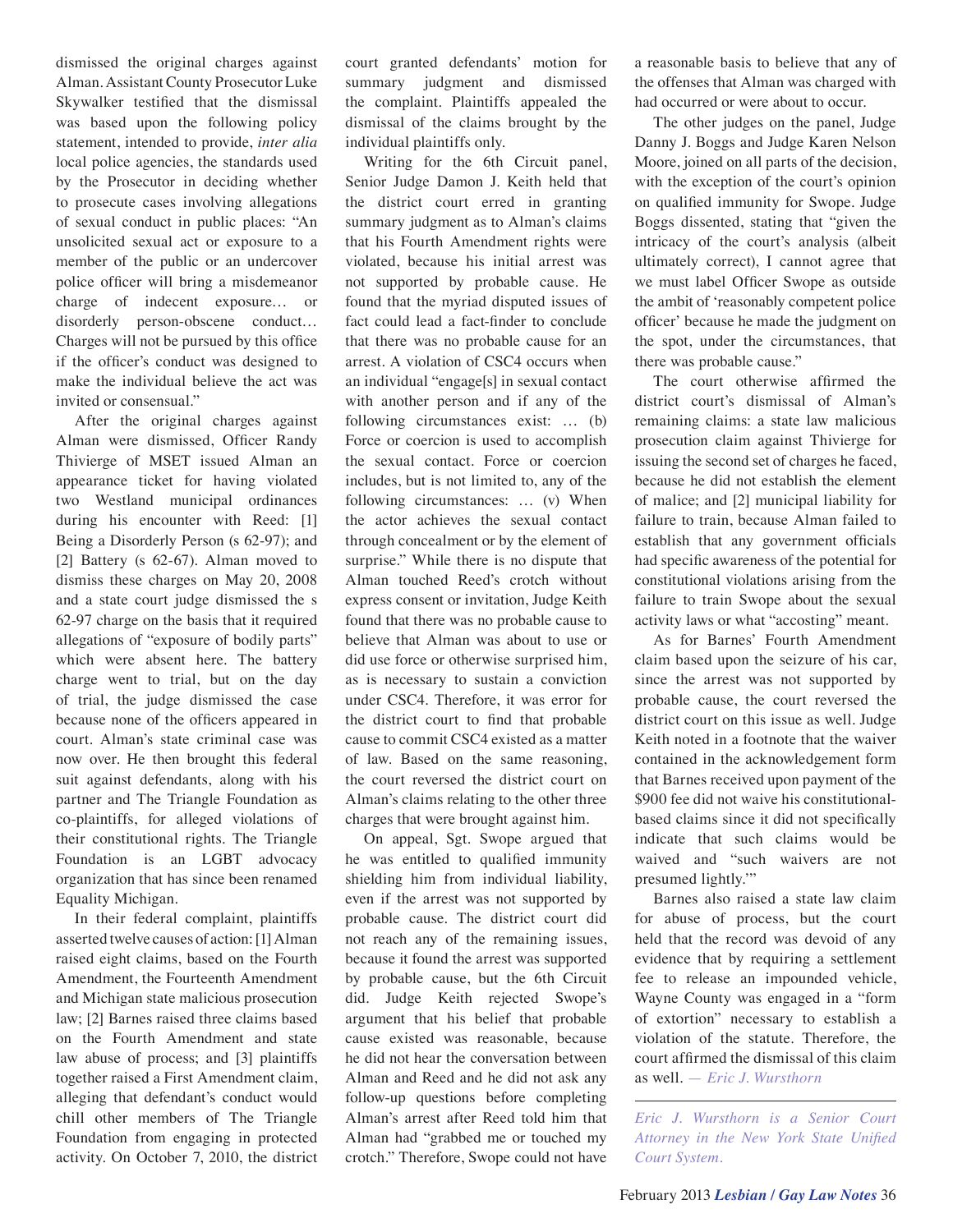dismissed the original charges against Alman. Assistant County Prosecutor Luke Skywalker testified that the dismissal was based upon the following policy statement, intended to provide, *inter alia* local police agencies, the standards used by the Prosecutor in deciding whether to prosecute cases involving allegations of sexual conduct in public places: "An unsolicited sexual act or exposure to a member of the public or an undercover police officer will bring a misdemeanor charge of indecent exposure… or disorderly person-obscene conduct… Charges will not be pursued by this office if the officer's conduct was designed to make the individual believe the act was invited or consensual."

After the original charges against Alman were dismissed, Officer Randy Thivierge of MSET issued Alman an appearance ticket for having violated two Westland municipal ordinances during his encounter with Reed: [1] Being a Disorderly Person (s 62-97); and [2] Battery (s 62-67). Alman moved to dismiss these charges on May 20, 2008 and a state court judge dismissed the s 62-97 charge on the basis that it required allegations of "exposure of bodily parts" which were absent here. The battery charge went to trial, but on the day of trial, the judge dismissed the case because none of the officers appeared in court. Alman's state criminal case was now over. He then brought this federal suit against defendants, along with his partner and The Triangle Foundation as co-plaintiffs, for alleged violations of their constitutional rights. The Triangle Foundation is an LGBT advocacy organization that has since been renamed Equality Michigan.

In their federal complaint, plaintiffs asserted twelve causes of action: [1] Alman raised eight claims, based on the Fourth Amendment, the Fourteenth Amendment and Michigan state malicious prosecution law; [2] Barnes raised three claims based on the Fourth Amendment and state law abuse of process; and [3] plaintiffs together raised a First Amendment claim, alleging that defendant's conduct would chill other members of The Triangle Foundation from engaging in protected activity. On October 7, 2010, the district court granted defendants' motion for summary judgment and dismissed the complaint. Plaintiffs appealed the dismissal of the claims brought by the individual plaintiffs only.

Writing for the 6th Circuit panel, Senior Judge Damon J. Keith held that the district court erred in granting summary judgment as to Alman's claims that his Fourth Amendment rights were violated, because his initial arrest was not supported by probable cause. He found that the myriad disputed issues of fact could lead a fact-finder to conclude that there was no probable cause for an arrest. A violation of CSC4 occurs when an individual "engage[s] in sexual contact with another person and if any of the following circumstances exist: … (b) Force or coercion is used to accomplish the sexual contact. Force or coercion includes, but is not limited to, any of the following circumstances: … (v) When the actor achieves the sexual contact through concealment or by the element of surprise." While there is no dispute that Alman touched Reed's crotch without express consent or invitation, Judge Keith found that there was no probable cause to believe that Alman was about to use or did use force or otherwise surprised him, as is necessary to sustain a conviction under CSC4. Therefore, it was error for the district court to find that probable cause to commit CSC4 existed as a matter of law. Based on the same reasoning, the court reversed the district court on Alman's claims relating to the other three charges that were brought against him.

On appeal, Sgt. Swope argued that he was entitled to qualified immunity shielding him from individual liability, even if the arrest was not supported by probable cause. The district court did not reach any of the remaining issues, because it found the arrest was supported by probable cause, but the 6th Circuit did. Judge Keith rejected Swope's argument that his belief that probable cause existed was reasonable, because he did not hear the conversation between Alman and Reed and he did not ask any follow-up questions before completing Alman's arrest after Reed told him that Alman had "grabbed me or touched my crotch." Therefore, Swope could not have a reasonable basis to believe that any of the offenses that Alman was charged with had occurred or were about to occur.

The other judges on the panel, Judge Danny J. Boggs and Judge Karen Nelson Moore, joined on all parts of the decision, with the exception of the court's opinion on qualified immunity for Swope. Judge Boggs dissented, stating that "given the intricacy of the court's analysis (albeit ultimately correct), I cannot agree that we must label Officer Swope as outside the ambit of 'reasonably competent police officer' because he made the judgment on the spot, under the circumstances, that there was probable cause."

The court otherwise affirmed the district court's dismissal of Alman's remaining claims: a state law malicious prosecution claim against Thivierge for issuing the second set of charges he faced, because he did not establish the element of malice; and [2] municipal liability for failure to train, because Alman failed to establish that any government officials had specific awareness of the potential for constitutional violations arising from the failure to train Swope about the sexual activity laws or what "accosting" meant.

As for Barnes' Fourth Amendment claim based upon the seizure of his car, since the arrest was not supported by probable cause, the court reversed the district court on this issue as well. Judge Keith noted in a footnote that the waiver contained in the acknowledgement form that Barnes received upon payment of the $900 fee did not waive his constitutional-based claims since it did not specifically indicate that such claims would be waived and "such waivers are not presumed lightly."

Barnes also raised a state law claim for abuse of process, but the court held that the record was devoid of any evidence that by requiring a settlement fee to release an impounded vehicle, Wayne County was engaged in a "form of extortion" necessary to establish a violation of the statute. Therefore, the court affirmed the dismissal of this claim as well. *— Eric J. Wursthorn*

---

*Eric J. Wursthorn is a Senior Court Attorney in the New York State Unified Court System.*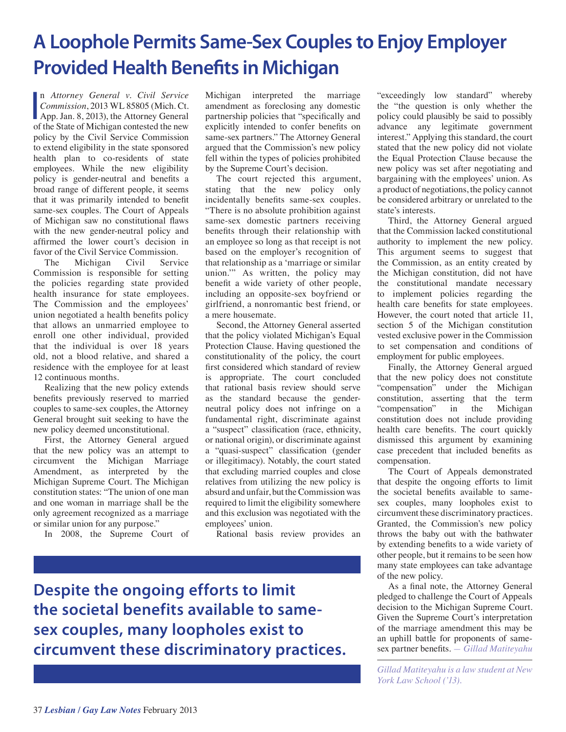# A Loophole Permits Same-Sex Couples to Enjoy Employer Provided Health Benefits in Michigan

In *Attorney General v. Civil Service Commission*, 2013 WL 85805 (Mich. Ct. App. Jan. 8, 2013), the Attorney General of the State of Michigan contested the new policy by the Civil Service Commission to extend eligibility in the state sponsored health plan to co-residents of state employees. While the new eligibility policy is gender-neutral and benefits a broad range of different people, it seems that it was primarily intended to benefit same-sex couples. The Court of Appeals of Michigan saw no constitutional flaws with the new gender-neutral policy and affirmed the lower court's decision in favor of the Civil Service Commission.

The Michigan Civil Service Commission is responsible for setting the policies regarding state provided health insurance for state employees. The Commission and the employees' union negotiated a health benefits policy that allows an unmarried employee to enroll one other individual, provided that the individual is over 18 years old, not a blood relative, and shared a residence with the employee for at least 12 continuous months.

Realizing that the new policy extends benefits previously reserved to married couples to same-sex couples, the Attorney General brought suit seeking to have the new policy deemed unconstitutional.

First, the Attorney General argued that the new policy was an attempt to circumvent the Michigan Marriage Amendment, as interpreted by the Michigan Supreme Court. The Michigan constitution states: "The union of one man and one woman in marriage shall be the only agreement recognized as a marriage or similar union for any purpose."

In 2008, the Supreme Court of Michigan interpreted the marriage amendment as foreclosing any domestic partnership policies that "specifically and explicitly intended to confer benefits on same-sex partners." The Attorney General argued that the Commission's new policy fell within the types of policies prohibited by the Supreme Court's decision.

The court rejected this argument, stating that the new policy only incidentally benefits same-sex couples. "There is no absolute prohibition against same-sex domestic partners receiving benefits through their relationship with an employee so long as that receipt is not based on the employer's recognition of that relationship as a 'marriage or similar union.'" As written, the policy may benefit a wide variety of other people, including an opposite-sex boyfriend or girlfriend, a nonromantic best friend, or a mere housemate.

Second, the Attorney General asserted that the policy violated Michigan's Equal Protection Clause. Having questioned the constitutionality of the policy, the court first considered which standard of review is appropriate. The court concluded that rational basis review should serve as the standard because the gender-neutral policy does not infringe on a fundamental right, discriminate against a "suspect" classification (race, ethnicity, or national origin), or discriminate against a "quasi-suspect" classification (gender or illegitimacy). Notably, the court stated that excluding married couples and close relatives from utilizing the new policy is absurd and unfair, but the Commission was required to limit the eligibility somewhere and this exclusion was negotiated with the employees' union.

Rational basis review provides an "exceedingly low standard" whereby the "the question is only whether the policy could plausibly be said to possibly advance any legitimate government interest." Applying this standard, the court stated that the new policy did not violate the Equal Protection Clause because the new policy was set after negotiating and bargaining with the employees' union. As a product of negotiations, the policy cannot be considered arbitrary or unrelated to the state's interests.

Third, the Attorney General argued that the Commission lacked constitutional authority to implement the new policy. This argument seems to suggest that the Commission, as an entity created by the Michigan constitution, did not have the constitutional mandate necessary to implement policies regarding the health care benefits for state employees. However, the court noted that article 11, section 5 of the Michigan constitution vested exclusive power in the Commission to set compensation and conditions of employment for public employees.

Finally, the Attorney General argued that the new policy does not constitute "compensation" under the Michigan constitution, asserting that the term "compensation" in the Michigan constitution does not include providing health care benefits. The court quickly dismissed this argument by examining case precedent that included benefits as compensation.

The Court of Appeals demonstrated that despite the ongoing efforts to limit the societal benefits available to same-sex couples, many loopholes exist to circumvent these discriminatory practices. Granted, the Commission's new policy throws the baby out with the bathwater by extending benefits to a wide variety of other people, but it remains to be seen how many state employees can take advantage of the new policy.

As a final note, the Attorney General pledged to challenge the Court of Appeals decision to the Michigan Supreme Court. Given the Supreme Court's interpretation of the marriage amendment this may be an uphill battle for proponents of same-sex partner benefits. *— Gillad Matiteyahu*

*Gillad Matiteyahu is a law student at New York Law School ('13).*

**Despite the ongoing efforts to limit the societal benefits available to same-sex couples, many loopholes exist to circumvent these discriminatory practices.**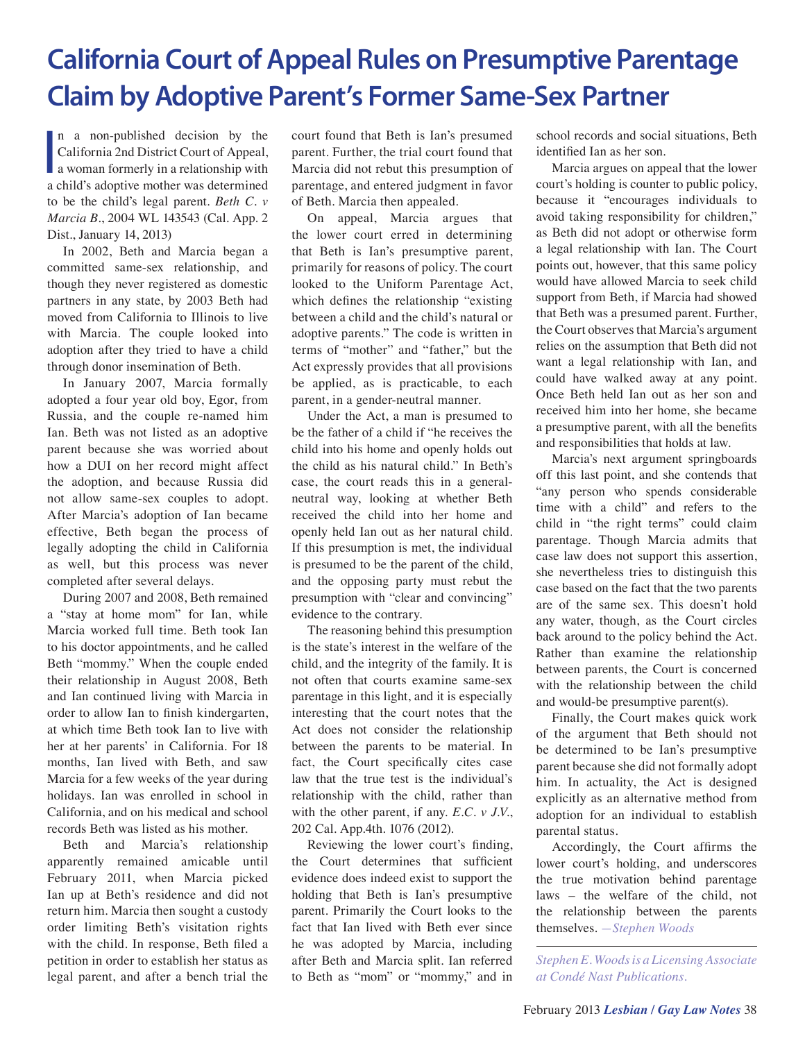# California Court of Appeal Rules on Presumptive Parentage Claim by Adoptive Parent's Former Same-Sex Partner

In a non-published decision by the California 2nd District Court of Appeal, a woman formerly in a relationship with a child's adoptive mother was determined to be the child's legal parent. *Beth C. v Marcia B.*, 2004 WL 143543 (Cal. App. 2 Dist., January 14, 2013)

In 2002, Beth and Marcia began a committed same-sex relationship, and though they never registered as domestic partners in any state, by 2003 Beth had moved from California to Illinois to live with Marcia. The couple looked into adoption after they tried to have a child through donor insemination of Beth.

In January 2007, Marcia formally adopted a four year old boy, Egor, from Russia, and the couple re-named him Ian. Beth was not listed as an adoptive parent because she was worried about how a DUI on her record might affect the adoption, and because Russia did not allow same-sex couples to adopt. After Marcia's adoption of Ian became effective, Beth began the process of legally adopting the child in California as well, but this process was never completed after several delays.

During 2007 and 2008, Beth remained a "stay at home mom" for Ian, while Marcia worked full time. Beth took Ian to his doctor appointments, and he called Beth "mommy." When the couple ended their relationship in August 2008, Beth and Ian continued living with Marcia in order to allow Ian to finish kindergarten, at which time Beth took Ian to live with her at her parents' in California. For 18 months, Ian lived with Beth, and saw Marcia for a few weeks of the year during holidays. Ian was enrolled in school in California, and on his medical and school records Beth was listed as his mother.

Beth and Marcia's relationship apparently remained amicable until February 2011, when Marcia picked Ian up at Beth's residence and did not return him. Marcia then sought a custody order limiting Beth's visitation rights with the child. In response, Beth filed a petition in order to establish her status as legal parent, and after a bench trial the court found that Beth is Ian's presumed parent. Further, the trial court found that Marcia did not rebut this presumption of parentage, and entered judgment in favor of Beth. Marcia then appealed.

On appeal, Marcia argues that the lower court erred in determining that Beth is Ian's presumptive parent, primarily for reasons of policy. The court looked to the Uniform Parentage Act, which defines the relationship "existing between a child and the child's natural or adoptive parents." The code is written in terms of "mother" and "father," but the Act expressly provides that all provisions be applied, as is practicable, to each parent, in a gender-neutral manner.

Under the Act, a man is presumed to be the father of a child if "he receives the child into his home and openly holds out the child as his natural child." In Beth's case, the court reads this in a general-neutral way, looking at whether Beth received the child into her home and openly held Ian out as her natural child. If this presumption is met, the individual is presumed to be the parent of the child, and the opposing party must rebut the presumption with "clear and convincing" evidence to the contrary.

The reasoning behind this presumption is the state's interest in the welfare of the child, and the integrity of the family. It is not often that courts examine same-sex parentage in this light, and it is especially interesting that the court notes that the Act does not consider the relationship between the parents to be material. In fact, the Court specifically cites case law that the true test is the individual's relationship with the child, rather than with the other parent, if any. *E.C. v J.V.*, 202 Cal. App.4th. 1076 (2012).

Reviewing the lower court's finding, the Court determines that sufficient evidence does indeed exist to support the holding that Beth is Ian's presumptive parent. Primarily the Court looks to the fact that Ian lived with Beth ever since he was adopted by Marcia, including after Beth and Marcia split. Ian referred to Beth as "mom" or "mommy," and in school records and social situations, Beth identified Ian as her son.

Marcia argues on appeal that the lower court's holding is counter to public policy, because it "encourages individuals to avoid taking responsibility for children," as Beth did not adopt or otherwise form a legal relationship with Ian. The Court points out, however, that this same policy would have allowed Marcia to seek child support from Beth, if Marcia had showed that Beth was a presumed parent. Further, the Court observes that Marcia's argument relies on the assumption that Beth did not want a legal relationship with Ian, and could have walked away at any point. Once Beth held Ian out as her son and received him into her home, she became a presumptive parent, with all the benefits and responsibilities that holds at law.

Marcia's next argument springboards off this last point, and she contends that "any person who spends considerable time with a child" and refers to the child in "the right terms" could claim parentage. Though Marcia admits that case law does not support this assertion, she nevertheless tries to distinguish this case based on the fact that the two parents are of the same sex. This doesn't hold any water, though, as the Court circles back around to the policy behind the Act. Rather than examine the relationship between parents, the Court is concerned with the relationship between the child and would-be presumptive parent(s).

Finally, the Court makes quick work of the argument that Beth should not be determined to be Ian's presumptive parent because she did not formally adopt him. In actuality, the Act is designed explicitly as an alternative method from adoption for an individual to establish parental status.

Accordingly, the Court affirms the lower court's holding, and underscores the true motivation behind parentage laws – the welfare of the child, not the relationship between the parents themselves. *—Stephen Woods*

---

*Stephen E. Woods is a Licensing Associate at Condé Nast Publications.*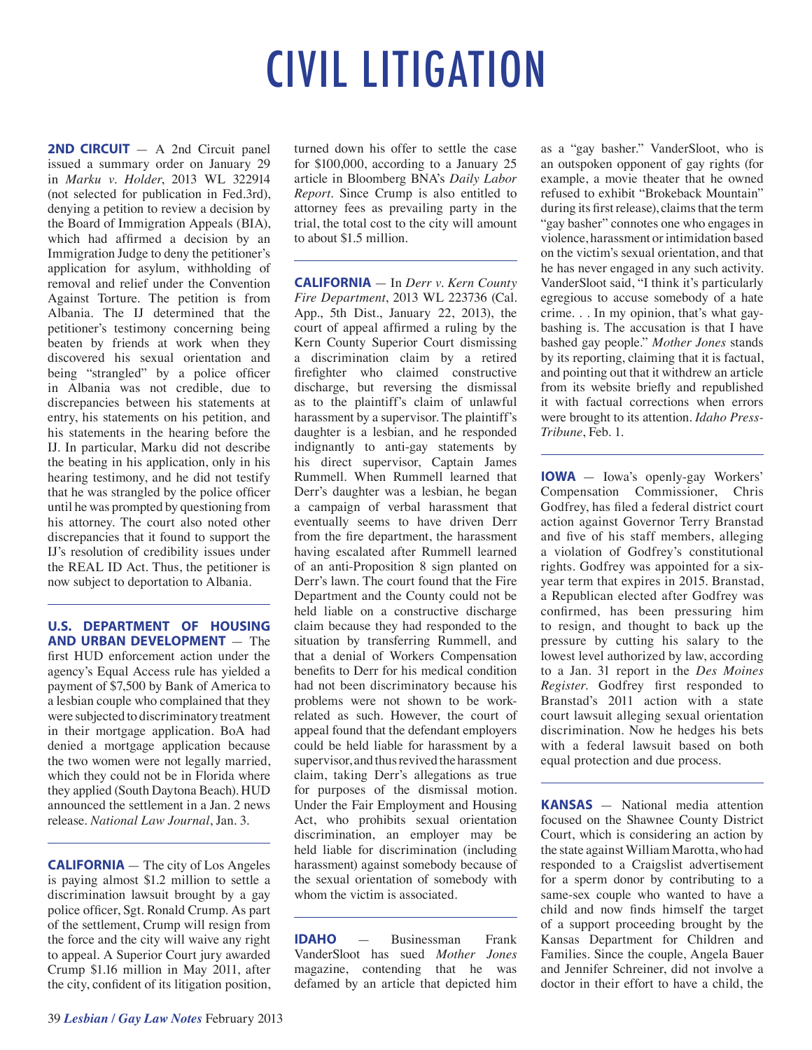# CIVIL LITIGATION

**2ND CIRCUIT** — A 2nd Circuit panel issued a summary order on January 29 in *Marku v. Holder*, 2013 WL 322914 (not selected for publication in Fed.3rd), denying a petition to review a decision by the Board of Immigration Appeals (BIA), which had affirmed a decision by an Immigration Judge to deny the petitioner's application for asylum, withholding of removal and relief under the Convention Against Torture. The petition is from Albania. The IJ determined that the petitioner's testimony concerning being beaten by friends at work when they discovered his sexual orientation and being "strangled" by a police officer in Albania was not credible, due to discrepancies between his statements at entry, his statements on his petition, and his statements in the hearing before the IJ. In particular, Marku did not describe the beating in his application, only in his hearing testimony, and he did not testify that he was strangled by the police officer until he was prompted by questioning from his attorney. The court also noted other discrepancies that it found to support the IJ's resolution of credibility issues under the REAL ID Act. Thus, the petitioner is now subject to deportation to Albania.

**U.S. DEPARTMENT OF HOUSING AND URBAN DEVELOPMENT** — The first HUD enforcement action under the agency's Equal Access rule has yielded a payment of $7,500 by Bank of America to a lesbian couple who complained that they were subjected to discriminatory treatment in their mortgage application. BoA had denied a mortgage application because the two women were not legally married, which they could not be in Florida where they applied (South Daytona Beach). HUD announced the settlement in a Jan. 2 news release. *National Law Journal*, Jan. 3.

**CALIFORNIA** — The city of Los Angeles is paying almost $1.2 million to settle a discrimination lawsuit brought by a gay police officer, Sgt. Ronald Crump. As part of the settlement, Crump will resign from the force and the city will waive any right to appeal. A Superior Court jury awarded Crump $1.16 million in May 2011, after the city, confident of its litigation position, turned down his offer to settle the case for $100,000, according to a January 25 article in Bloomberg BNA's *Daily Labor Report*. Since Crump is also entitled to attorney fees as prevailing party in the trial, the total cost to the city will amount to about $1.5 million.

**CALIFORNIA** — In *Derr v. Kern County Fire Department*, 2013 WL 223736 (Cal. App., 5th Dist., January 22, 2013), the court of appeal affirmed a ruling by the Kern County Superior Court dismissing a discrimination claim by a retired firefighter who claimed constructive discharge, but reversing the dismissal as to the plaintiff's claim of unlawful harassment by a supervisor. The plaintiff's daughter is a lesbian, and he responded indignantly to anti-gay statements by his direct supervisor, Captain James Rummell. When Rummell learned that Derr's daughter was a lesbian, he began a campaign of verbal harassment that eventually seems to have driven Derr from the fire department, the harassment having escalated after Rummell learned of an anti-Proposition 8 sign planted on Derr's lawn. The court found that the Fire Department and the County could not be held liable on a constructive discharge claim because they had responded to the situation by transferring Rummell, and that a denial of Workers Compensation benefits to Derr for his medical condition had not been discriminatory because his problems were not shown to be work-related as such. However, the court of appeal found that the defendant employers could be held liable for harassment by a supervisor, and thus revived the harassment claim, taking Derr's allegations as true for purposes of the dismissal motion. Under the Fair Employment and Housing Act, who prohibits sexual orientation discrimination, an employer may be held liable for discrimination (including harassment) against somebody because of the sexual orientation of somebody with whom the victim is associated.

**IDAHO** — Businessman Frank VanderSloot has sued *Mother Jones* magazine, contending that he was defamed by an article that depicted him as a "gay basher." VanderSloot, who is an outspoken opponent of gay rights (for example, a movie theater that he owned refused to exhibit "Brokeback Mountain" during its first release), claims that the term "gay basher" connotes one who engages in violence, harassment or intimidation based on the victim's sexual orientation, and that he has never engaged in any such activity. VanderSloot said, "I think it's particularly egregious to accuse somebody of a hate crime. . . In my opinion, that's what gay-bashing is. The accusation is that I have bashed gay people." *Mother Jones* stands by its reporting, claiming that it is factual, and pointing out that it withdrew an article from its website briefly and republished it with factual corrections when errors were brought to its attention. *Idaho Press-Tribune*, Feb. 1.

**IOWA** — Iowa's openly-gay Workers' Compensation Commissioner, Chris Godfrey, has filed a federal district court action against Governor Terry Branstad and five of his staff members, alleging a violation of Godfrey's constitutional rights. Godfrey was appointed for a six-year term that expires in 2015. Branstad, a Republican elected after Godfrey was confirmed, has been pressuring him to resign, and thought to back up the pressure by cutting his salary to the lowest level authorized by law, according to a Jan. 31 report in the *Des Moines Register*. Godfrey first responded to Branstad's 2011 action with a state court lawsuit alleging sexual orientation discrimination. Now he hedges his bets with a federal lawsuit based on both equal protection and due process.

**KANSAS** — National media attention focused on the Shawnee County District Court, which is considering an action by the state against William Marotta, who had responded to a Craigslist advertisement for a sperm donor by contributing to a same-sex couple who wanted to have a child and now finds himself the target of a support proceeding brought by the Kansas Department for Children and Families. Since the couple, Angela Bauer and Jennifer Schreiner, did not involve a doctor in their effort to have a child, the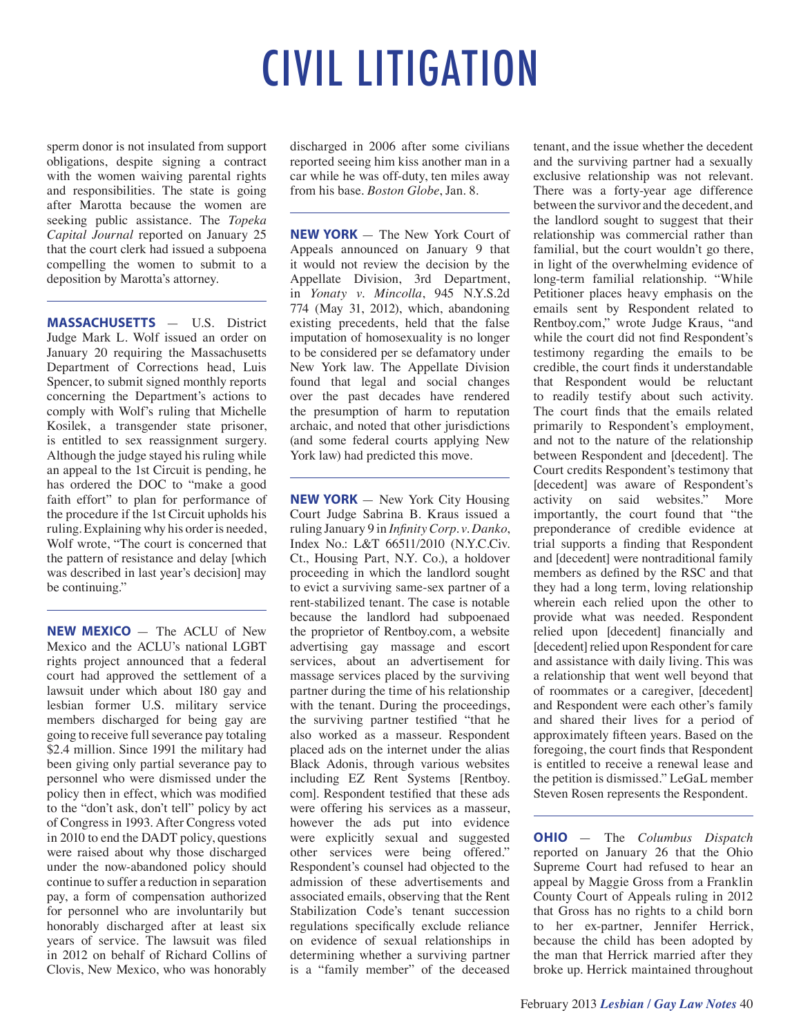# CIVIL LITIGATION

sperm donor is not insulated from support obligations, despite signing a contract with the women waiving parental rights and responsibilities. The state is going after Marotta because the women are seeking public assistance. The *Topeka Capital Journal* reported on January 25 that the court clerk had issued a subpoena compelling the women to submit to a deposition by Marotta's attorney.

---

**MASSACHUSETTS** — U.S. District Judge Mark L. Wolf issued an order on January 20 requiring the Massachusetts Department of Corrections head, Luis Spencer, to submit signed monthly reports concerning the Department's actions to comply with Wolf's ruling that Michelle Kosilek, a transgender state prisoner, is entitled to sex reassignment surgery. Although the judge stayed his ruling while an appeal to the 1st Circuit is pending, he has ordered the DOC to "make a good faith effort" to plan for performance of the procedure if the 1st Circuit upholds his ruling. Explaining why his order is needed, Wolf wrote, "The court is concerned that the pattern of resistance and delay [which was described in last year's decision] may be continuing."

---

**NEW MEXICO** — The ACLU of New Mexico and the ACLU's national LGBT rights project announced that a federal court had approved the settlement of a lawsuit under which about 180 gay and lesbian former U.S. military service members discharged for being gay are going to receive full severance pay totaling $2.4 million. Since 1991 the military had been giving only partial severance pay to personnel who were dismissed under the policy then in effect, which was modified to the "don't ask, don't tell" policy by act of Congress in 1993. After Congress voted in 2010 to end the DADT policy, questions were raised about why those discharged under the now-abandoned policy should continue to suffer a reduction in separation pay, a form of compensation authorized for personnel who are involuntarily but honorably discharged after at least six years of service. The lawsuit was filed in 2012 on behalf of Richard Collins of Clovis, New Mexico, who was honorably discharged in 2006 after some civilians reported seeing him kiss another man in a car while he was off-duty, ten miles away from his base. *Boston Globe*, Jan. 8.

---

**NEW YORK** — The New York Court of Appeals announced on January 9 that it would not review the decision by the Appellate Division, 3rd Department, in *Yonaty v. Mincolla*, 945 N.Y.S.2d 774 (May 31, 2012), which, abandoning existing precedents, held that the false imputation of homosexuality is no longer to be considered per se defamatory under New York law. The Appellate Division found that legal and social changes over the past decades have rendered the presumption of harm to reputation archaic, and noted that other jurisdictions (and some federal courts applying New York law) had predicted this move.

---

**NEW YORK** — New York City Housing Court Judge Sabrina B. Kraus issued a ruling January 9 in *Infinity Corp. v. Danko*, Index No.: L&T 66511/2010 (N.Y.C.Civ. Ct., Housing Part, N.Y. Co.), a holdover proceeding in which the landlord sought to evict a surviving same-sex partner of a rent-stabilized tenant. The case is notable because the landlord had subpoenaed the proprietor of Rentboy.com, a website advertising gay massage and escort services, about an advertisement for massage services placed by the surviving partner during the time of his relationship with the tenant. During the proceedings, the surviving partner testified "that he also worked as a masseur. Respondent placed ads on the internet under the alias Black Adonis, through various websites including EZ Rent Systems [Rentboy.com]. Respondent testified that these ads were offering his services as a masseur, however the ads put into evidence were explicitly sexual and suggested other services were being offered." Respondent's counsel had objected to the admission of these advertisements and associated emails, observing that the Rent Stabilization Code's tenant succession regulations specifically exclude reliance on evidence of sexual relationships in determining whether a surviving partner is a "family member" of the deceased tenant, and the issue whether the decedent and the surviving partner had a sexually exclusive relationship was not relevant. There was a forty-year age difference between the survivor and the decedent, and the landlord sought to suggest that their relationship was commercial rather than familial, but the court wouldn't go there, in light of the overwhelming evidence of long-term familial relationship. "While Petitioner places heavy emphasis on the emails sent by Respondent related to Rentboy.com," wrote Judge Kraus, "and while the court did not find Respondent's testimony regarding the emails to be credible, the court finds it understandable that Respondent would be reluctant to readily testify about such activity. The court finds that the emails related primarily to Respondent's employment, and not to the nature of the relationship between Respondent and [decedent]. The Court credits Respondent's testimony that [decedent] was aware of Respondent's activity on said websites." More importantly, the court found that "the preponderance of credible evidence at trial supports a finding that Respondent and [decedent] were nontraditional family members as defined by the RSC and that they had a long term, loving relationship wherein each relied upon the other to provide what was needed. Respondent relied upon [decedent] financially and [decedent] relied upon Respondent for care and assistance with daily living. This was a relationship that went well beyond that of roommates or a caregiver, [decedent] and Respondent were each other's family and shared their lives for a period of approximately fifteen years. Based on the foregoing, the court finds that Respondent is entitled to receive a renewal lease and the petition is dismissed." LeGaL member Steven Rosen represents the Respondent.

---

**OHIO** — The *Columbus Dispatch* reported on January 26 that the Ohio Supreme Court had refused to hear an appeal by Maggie Gross from a Franklin County Court of Appeals ruling in 2012 that Gross has no rights to a child born to her ex-partner, Jennifer Herrick, because the child has been adopted by the man that Herrick married after they broke up. Herrick maintained throughout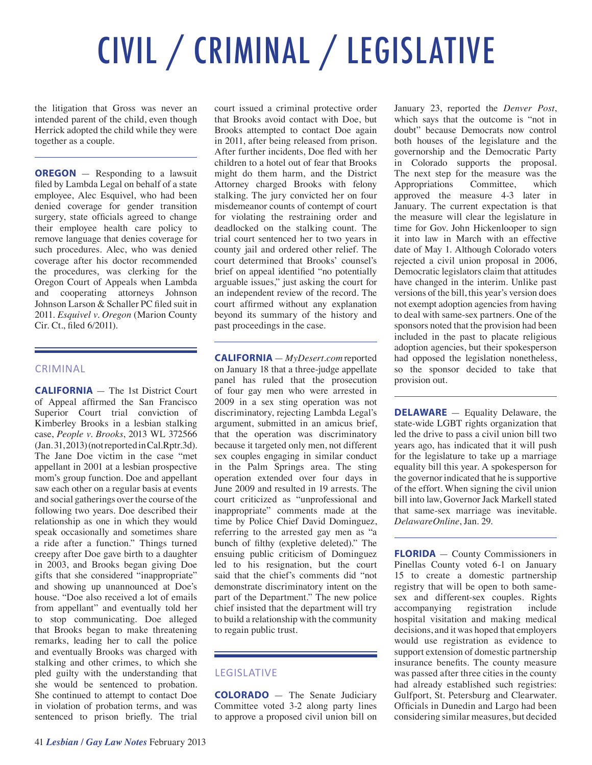# CIVIL / CRIMINAL / LEGISLATIVE

the litigation that Gross was never an intended parent of the child, even though Herrick adopted the child while they were together as a couple.

**OREGON** — Responding to a lawsuit filed by Lambda Legal on behalf of a state employee, Alec Esquivel, who had been denied coverage for gender transition surgery, state officials agreed to change their employee health care policy to remove language that denies coverage for such procedures. Alec, who was denied coverage after his doctor recommended the procedures, was clerking for the Oregon Court of Appeals when Lambda and cooperating attorneys Johnson Johnson Larson & Schaller PC filed suit in 2011. *Esquivel v. Oregon* (Marion County Cir. Ct., filed 6/2011).

## CRIMINAL

**CALIFORNIA** — The 1st District Court of Appeal affirmed the San Francisco Superior Court trial conviction of Kimberley Brooks in a lesbian stalking case, *People v. Brooks*, 2013 WL 372566 (Jan. 31, 2013) (not reported in Cal.Rptr.3d). The Jane Doe victim in the case "met appellant in 2001 at a lesbian prospective mom's group function. Doe and appellant saw each other on a regular basis at events and social gatherings over the course of the following two years. Doe described their relationship as one in which they would speak occasionally and sometimes share a ride after a function." Things turned creepy after Doe gave birth to a daughter in 2003, and Brooks began giving Doe gifts that she considered "inappropriate" and showing up unannounced at Doe's house. "Doe also received a lot of emails from appellant" and eventually told her to stop communicating. Doe alleged that Brooks began to make threatening remarks, leading her to call the police and eventually Brooks was charged with stalking and other crimes, to which she pled guilty with the understanding that she would be sentenced to probation. She continued to attempt to contact Doe in violation of probation terms, and was sentenced to prison briefly. The trial court issued a criminal protective order that Brooks avoid contact with Doe, but Brooks attempted to contact Doe again in 2011, after being released from prison. After further incidents, Doe fled with her children to a hotel out of fear that Brooks might do them harm, and the District Attorney charged Brooks with felony stalking. The jury convicted her on four misdemeanor counts of contempt of court for violating the restraining order and deadlocked on the stalking count. The trial court sentenced her to two years in county jail and ordered other relief. The court determined that Brooks' counsel's brief on appeal identified "no potentially arguable issues," just asking the court for an independent review of the record. The court affirmed without any explanation beyond its summary of the history and past proceedings in the case.

**CALIFORNIA** — *MyDesert.com* reported on January 18 that a three-judge appellate panel has ruled that the prosecution of four gay men who were arrested in 2009 in a sex sting operation was not discriminatory, rejecting Lambda Legal's argument, submitted in an amicus brief, that the operation was discriminatory because it targeted only men, not different sex couples engaging in similar conduct in the Palm Springs area. The sting operation extended over four days in June 2009 and resulted in 19 arrests. The court criticized as "unprofessional and inappropriate" comments made at the time by Police Chief David Dominguez, referring to the arrested gay men as "a bunch of filthy (expletive deleted)." The ensuing public criticism of Dominguez led to his resignation, but the court said that the chief's comments did "not demonstrate discriminatory intent on the part of the Department." The new police chief insisted that the department will try to build a relationship with the community to regain public trust.

## LEGISLATIVE

**COLORADO** — The Senate Judiciary Committee voted 3-2 along party lines to approve a proposed civil union bill on January 23, reported the *Denver Post*, which says that the outcome is "not in doubt" because Democrats now control both houses of the legislature and the governorship and the Democratic Party in Colorado supports the proposal. The next step for the measure was the Appropriations Committee, which approved the measure 4-3 later in January. The current expectation is that the measure will clear the legislature in time for Gov. John Hickenlooper to sign it into law in March with an effective date of May 1. Although Colorado voters rejected a civil union proposal in 2006, Democratic legislators claim that attitudes have changed in the interim. Unlike past versions of the bill, this year's version does not exempt adoption agencies from having to deal with same-sex partners. One of the sponsors noted that the provision had been included in the past to placate religious adoption agencies, but their spokesperson had opposed the legislation nonetheless, so the sponsor decided to take that provision out.

**DELAWARE** — Equality Delaware, the state-wide LGBT rights organization that led the drive to pass a civil union bill two years ago, has indicated that it will push for the legislature to take up a marriage equality bill this year. A spokesperson for the governor indicated that he is supportive of the effort. When signing the civil union bill into law, Governor Jack Markell stated that same-sex marriage was inevitable. *DelawareOnline*, Jan. 29.

**FLORIDA** — County Commissioners in Pinellas County voted 6-1 on January 15 to create a domestic partnership registry that will be open to both same-sex and different-sex couples. Rights accompanying registration include hospital visitation and making medical decisions, and it was hoped that employers would use registration as evidence to support extension of domestic partnership insurance benefits. The county measure was passed after three cities in the county had already established such registries: Gulfport, St. Petersburg and Clearwater. Officials in Dunedin and Largo had been considering similar measures, but decided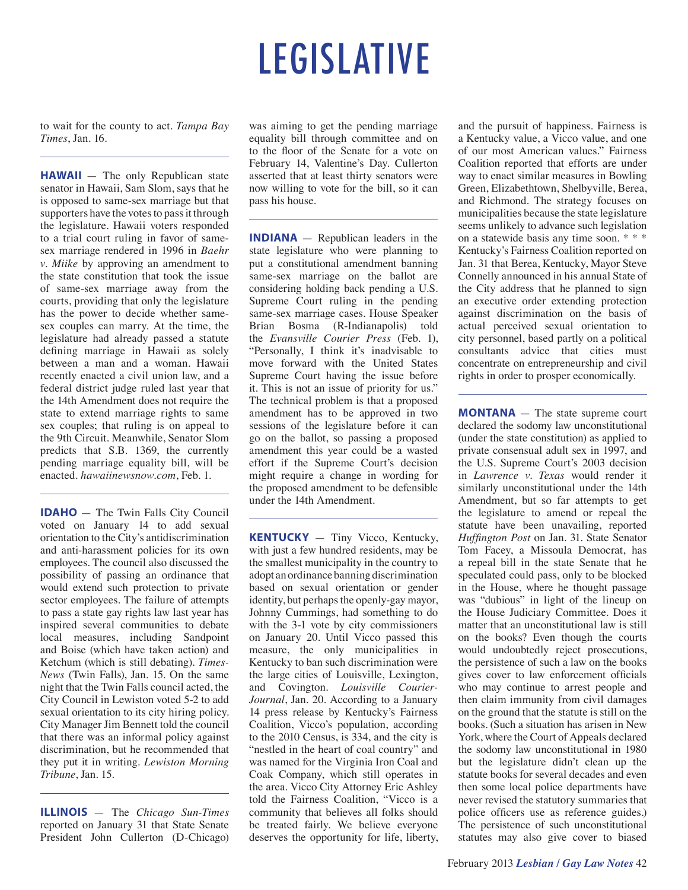# LEGISLATIVE

to wait for the county to act. *Tampa Bay Times*, Jan. 16.

**HAWAII** — The only Republican state senator in Hawaii, Sam Slom, says that he is opposed to same-sex marriage but that supporters have the votes to pass it through the legislature. Hawaii voters responded to a trial court ruling in favor of same-sex marriage rendered in 1996 in *Baehr v. Miike* by approving an amendment to the state constitution that took the issue of same-sex marriage away from the courts, providing that only the legislature has the power to decide whether same-sex couples can marry. At the time, the legislature had already passed a statute defining marriage in Hawaii as solely between a man and a woman. Hawaii recently enacted a civil union law, and a federal district judge ruled last year that the 14th Amendment does not require the state to extend marriage rights to same sex couples; that ruling is on appeal to the 9th Circuit. Meanwhile, Senator Slom predicts that S.B. 1369, the currently pending marriage equality bill, will be enacted. *hawaiinewsnow.com*, Feb. 1.

**IDAHO** — The Twin Falls City Council voted on January 14 to add sexual orientation to the City's antidiscrimination and anti-harassment policies for its own employees. The council also discussed the possibility of passing an ordinance that would extend such protection to private sector employees. The failure of attempts to pass a state gay rights law last year has inspired several communities to debate local measures, including Sandpoint and Boise (which have taken action) and Ketchum (which is still debating). *Times-News* (Twin Falls), Jan. 15. On the same night that the Twin Falls council acted, the City Council in Lewiston voted 5-2 to add sexual orientation to its city hiring policy. City Manager Jim Bennett told the council that there was an informal policy against discrimination, but he recommended that they put it in writing. *Lewiston Morning Tribune*, Jan. 15.

**ILLINOIS** — The *Chicago Sun-Times* reported on January 31 that State Senate President John Cullerton (D-Chicago) was aiming to get the pending marriage equality bill through committee and on to the floor of the Senate for a vote on February 14, Valentine's Day. Cullerton asserted that at least thirty senators were now willing to vote for the bill, so it can pass his house.

**INDIANA** — Republican leaders in the state legislature who were planning to put a constitutional amendment banning same-sex marriage on the ballot are considering holding back pending a U.S. Supreme Court ruling in the pending same-sex marriage cases. House Speaker Brian Bosma (R-Indianapolis) told the *Evansville Courier Press* (Feb. 1), "Personally, I think it's inadvisable to move forward with the United States Supreme Court having the issue before it. This is not an issue of priority for us." The technical problem is that a proposed amendment has to be approved in two sessions of the legislature before it can go on the ballot, so passing a proposed amendment this year could be a wasted effort if the Supreme Court's decision might require a change in wording for the proposed amendment to be defensible under the 14th Amendment.

**KENTUCKY** — Tiny Vicco, Kentucky, with just a few hundred residents, may be the smallest municipality in the country to adopt an ordinance banning discrimination based on sexual orientation or gender identity, but perhaps the openly-gay mayor, Johnny Cummings, had something to do with the 3-1 vote by city commissioners on January 20. Until Vicco passed this measure, the only municipalities in Kentucky to ban such discrimination were the large cities of Louisville, Lexington, and Covington. *Louisville Courier-Journal*, Jan. 20. According to a January 14 press release by Kentucky's Fairness Coalition, Vicco's population, according to the 2010 Census, is 334, and the city is "nestled in the heart of coal country" and was named for the Virginia Iron Coal and Coak Company, which still operates in the area. Vicco City Attorney Eric Ashley told the Fairness Coalition, "Vicco is a community that believes all folks should be treated fairly. We believe everyone deserves the opportunity for life, liberty, and the pursuit of happiness. Fairness is a Kentucky value, a Vicco value, and one of our most American values." Fairness Coalition reported that efforts are under way to enact similar measures in Bowling Green, Elizabethtown, Shelbyville, Berea, and Richmond. The strategy focuses on municipalities because the state legislature seems unlikely to advance such legislation on a statewide basis any time soon. * * * Kentucky's Fairness Coalition reported on Jan. 31 that Berea, Kentucky, Mayor Steve Connelly announced in his annual State of the City address that he planned to sign an executive order extending protection against discrimination on the basis of actual perceived sexual orientation to city personnel, based partly on a political consultants advice that cities must concentrate on entrepreneurship and civil rights in order to prosper economically.

**MONTANA** — The state supreme court declared the sodomy law unconstitutional (under the state constitution) as applied to private consensual adult sex in 1997, and the U.S. Supreme Court's 2003 decision in *Lawrence v. Texas* would render it similarly unconstitutional under the 14th Amendment, but so far attempts to get the legislature to amend or repeal the statute have been unavailing, reported *Huffington Post* on Jan. 31. State Senator Tom Facey, a Missoula Democrat, has a repeal bill in the state Senate that he speculated could pass, only to be blocked in the House, where he thought passage was "dubious" in light of the lineup on the House Judiciary Committee. Does it matter that an unconstitutional law is still on the books? Even though the courts would undoubtedly reject prosecutions, the persistence of such a law on the books gives cover to law enforcement officials who may continue to arrest people and then claim immunity from civil damages on the ground that the statute is still on the books. (Such a situation has arisen in New York, where the Court of Appeals declared the sodomy law unconstitutional in 1980 but the legislature didn't clean up the statute books for several decades and even then some local police departments have never revised the statutory summaries that police officers use as reference guides.) The persistence of such unconstitutional statutes may also give cover to biased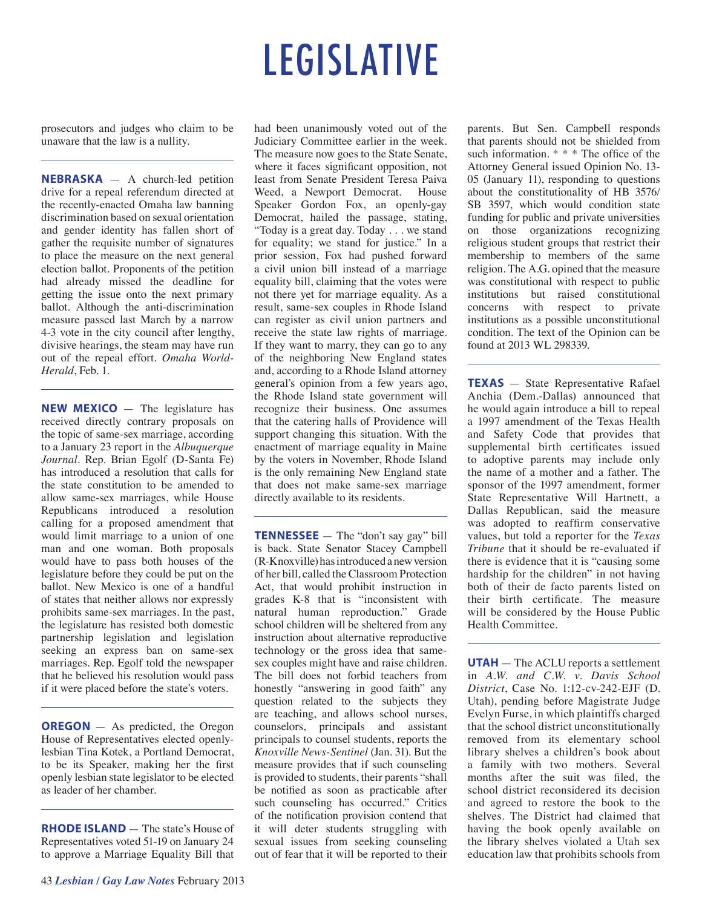# LEGISLATIVE

prosecutors and judges who claim to be unaware that the law is a nullity.

---

**NEBRASKA** — A church-led petition drive for a repeal referendum directed at the recently-enacted Omaha law banning discrimination based on sexual orientation and gender identity has fallen short of gather the requisite number of signatures to place the measure on the next general election ballot. Proponents of the petition had already missed the deadline for getting the issue onto the next primary ballot. Although the anti-discrimination measure passed last March by a narrow 4-3 vote in the city council after lengthy, divisive hearings, the steam may have run out of the repeal effort. *Omaha World-Herald*, Feb. 1.

---

**NEW MEXICO** — The legislature has received directly contrary proposals on the topic of same-sex marriage, according to a January 23 report in the *Albuquerque Journal*. Rep. Brian Egolf (D-Santa Fe) has introduced a resolution that calls for the state constitution to be amended to allow same-sex marriages, while House Republicans introduced a resolution calling for a proposed amendment that would limit marriage to a union of one man and one woman. Both proposals would have to pass both houses of the legislature before they could be put on the ballot. New Mexico is one of a handful of states that neither allows nor expressly prohibits same-sex marriages. In the past, the legislature has resisted both domestic partnership legislation and legislation seeking an express ban on same-sex marriages. Rep. Egolf told the newspaper that he believed his resolution would pass if it were placed before the state's voters.

---

**OREGON** — As predicted, the Oregon House of Representatives elected openly-lesbian Tina Kotek, a Portland Democrat, to be its Speaker, making her the first openly lesbian state legislator to be elected as leader of her chamber.

---

**RHODE ISLAND** — The state's House of Representatives voted 51-19 on January 24 to approve a Marriage Equality Bill that had been unanimously voted out of the Judiciary Committee earlier in the week. The measure now goes to the State Senate, where it faces significant opposition, not least from Senate President Teresa Paiva Weed, a Newport Democrat. House Speaker Gordon Fox, an openly-gay Democrat, hailed the passage, stating, "Today is a great day. Today . . . we stand for equality; we stand for justice." In a prior session, Fox had pushed forward a civil union bill instead of a marriage equality bill, claiming that the votes were not there yet for marriage equality. As a result, same-sex couples in Rhode Island can register as civil union partners and receive the state law rights of marriage. If they want to marry, they can go to any of the neighboring New England states and, according to a Rhode Island attorney general's opinion from a few years ago, the Rhode Island state government will recognize their business. One assumes that the catering halls of Providence will support changing this situation. With the enactment of marriage equality in Maine by the voters in November, Rhode Island is the only remaining New England state that does not make same-sex marriage directly available to its residents.

---

**TENNESSEE** — The "don't say gay" bill is back. State Senator Stacey Campbell (R-Knoxville) has introduced a new version of her bill, called the Classroom Protection Act, that would prohibit instruction in grades K-8 that is "inconsistent with natural human reproduction." Grade school children will be sheltered from any instruction about alternative reproductive technology or the gross idea that same-sex couples might have and raise children. The bill does not forbid teachers from honestly "answering in good faith" any question related to the subjects they are teaching, and allows school nurses, counselors, principals and assistant principals to counsel students, reports the *Knoxville News-Sentinel* (Jan. 31). But the measure provides that if such counseling is provided to students, their parents "shall be notified as soon as practicable after such counseling has occurred." Critics of the notification provision contend that it will deter students struggling with sexual issues from seeking counseling out of fear that it will be reported to their parents. But Sen. Campbell responds that parents should not be shielded from such information. * * * The office of the Attorney General issued Opinion No. 13-05 (January 11), responding to questions about the constitutionality of HB 3576/SB 3597, which would condition state funding for public and private universities on those organizations recognizing religious student groups that restrict their membership to members of the same religion. The A.G. opined that the measure was constitutional with respect to public institutions but raised constitutional concerns with respect to private institutions as a possible unconstitutional condition. The text of the Opinion can be found at 2013 WL 298339.

---

**TEXAS** — State Representative Rafael Anchia (Dem.-Dallas) announced that he would again introduce a bill to repeal a 1997 amendment of the Texas Health and Safety Code that provides that supplemental birth certificates issued to adoptive parents may include only the name of a mother and a father. The sponsor of the 1997 amendment, former State Representative Will Hartnett, a Dallas Republican, said the measure was adopted to reaffirm conservative values, but told a reporter for the *Texas Tribune* that it should be re-evaluated if there is evidence that it is "causing some hardship for the children" in not having both of their de facto parents listed on their birth certificate. The measure will be considered by the House Public Health Committee.

---

**UTAH** — The ACLU reports a settlement in *A.W. and C.W. v. Davis School District*, Case No. 1:12-cv-242-EJF (D. Utah), pending before Magistrate Judge Evelyn Furse, in which plaintiffs charged that the school district unconstitutionally removed from its elementary school library shelves a children's book about a family with two mothers. Several months after the suit was filed, the school district reconsidered its decision and agreed to restore the book to the shelves. The District had claimed that having the book openly available on the library shelves violated a Utah sex education law that prohibits schools from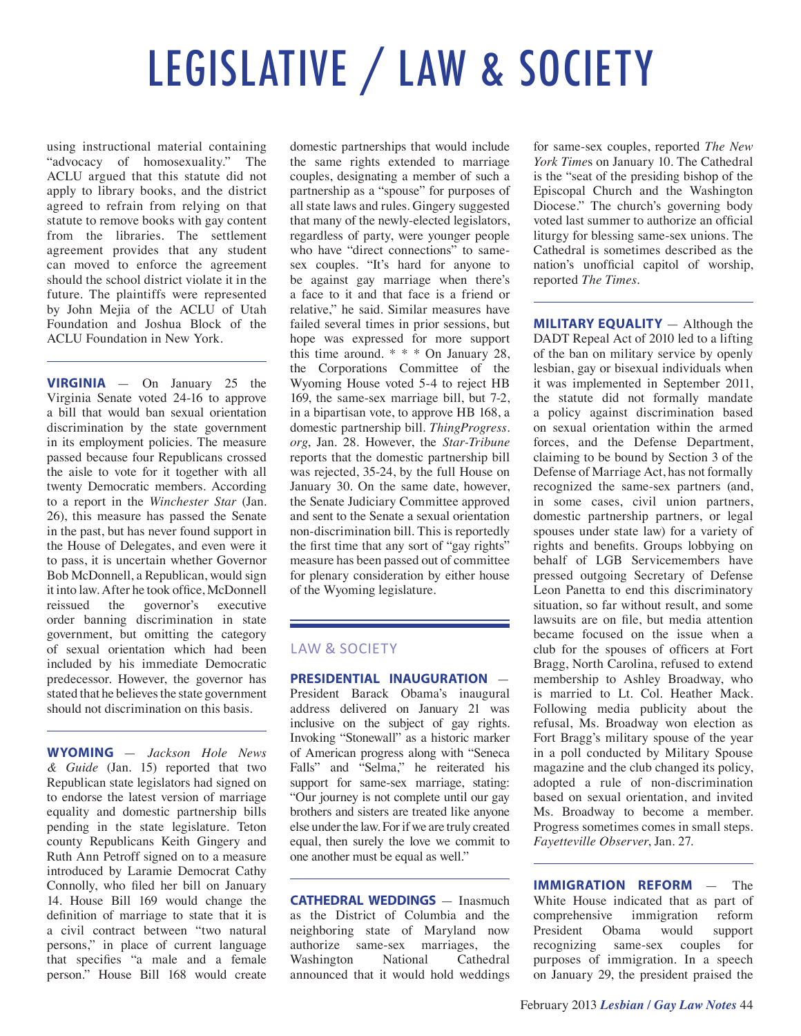# LEGISLATIVE / LAW & SOCIETY

using instructional material containing "advocacy of homosexuality." The ACLU argued that this statute did not apply to library books, and the district agreed to refrain from relying on that statute to remove books with gay content from the libraries. The settlement agreement provides that any student can moved to enforce the agreement should the school district violate it in the future. The plaintiffs were represented by John Mejia of the ACLU of Utah Foundation and Joshua Block of the ACLU Foundation in New York.

---

**VIRGINIA** — On January 25 the Virginia Senate voted 24-16 to approve a bill that would ban sexual orientation discrimination by the state government in its employment policies. The measure passed because four Republicans crossed the aisle to vote for it together with all twenty Democratic members. According to a report in the *Winchester Star* (Jan. 26), this measure has passed the Senate in the past, but has never found support in the House of Delegates, and even were it to pass, it is uncertain whether Governor Bob McDonnell, a Republican, would sign it into law. After he took office, McDonnell reissued the governor's executive order banning discrimination in state government, but omitting the category of sexual orientation which had been included by his immediate Democratic predecessor. However, the governor has stated that he believes the state government should not discrimination on this basis.

---

**WYOMING** — *Jackson Hole News & Guide* (Jan. 15) reported that two Republican state legislators had signed on to endorse the latest version of marriage equality and domestic partnership bills pending in the state legislature. Teton county Republicans Keith Gingery and Ruth Ann Petroff signed on to a measure introduced by Laramie Democrat Cathy Connolly, who filed her bill on January 14. House Bill 169 would change the definition of marriage to state that it is a civil contract between "two natural persons," in place of current language that specifies "a male and a female person." House Bill 168 would create domestic partnerships that would include the same rights extended to marriage couples, designating a member of such a partnership as a "spouse" for purposes of all state laws and rules. Gingery suggested that many of the newly-elected legislators, regardless of party, were younger people who have "direct connections" to same-sex couples. "It's hard for anyone to be against gay marriage when there's a face to it and that face is a friend or relative," he said. Similar measures have failed several times in prior sessions, but hope was expressed for more support this time around. * * * On January 28, the Corporations Committee of the Wyoming House voted 5-4 to reject HB 169, the same-sex marriage bill, but 7-2, in a bipartisan vote, to approve HB 168, a domestic partnership bill. *ThingProgress.org*, Jan. 28. However, the *Star-Tribune* reports that the domestic partnership bill was rejected, 35-24, by the full House on January 30. On the same date, however, the Senate Judiciary Committee approved and sent to the Senate a sexual orientation non-discrimination bill. This is reportedly the first time that any sort of "gay rights" measure has been passed out of committee for plenary consideration by either house of the Wyoming legislature.

---

## LAW & SOCIETY

**PRESIDENTIAL INAUGURATION** — President Barack Obama's inaugural address delivered on January 21 was inclusive on the subject of gay rights. Invoking "Stonewall" as a historic marker of American progress along with "Seneca Falls" and "Selma," he reiterated his support for same-sex marriage, stating: "Our journey is not complete until our gay brothers and sisters are treated like anyone else under the law. For if we are truly created equal, then surely the love we commit to one another must be equal as well."

---

**CATHEDRAL WEDDINGS** — Inasmuch as the District of Columbia and the neighboring state of Maryland now authorize same-sex marriages, the Washington National Cathedral announced that it would hold weddings for same-sex couples, reported *The New York Times* on January 10. The Cathedral is the "seat of the presiding bishop of the Episcopal Church and the Washington Diocese." The church's governing body voted last summer to authorize an official liturgy for blessing same-sex unions. The Cathedral is sometimes described as the nation's unofficial capitol of worship, reported *The Times*.

---

**MILITARY EQUALITY** — Although the DADT Repeal Act of 2010 led to a lifting of the ban on military service by openly lesbian, gay or bisexual individuals when it was implemented in September 2011, the statute did not formally mandate a policy against discrimination based on sexual orientation within the armed forces, and the Defense Department, claiming to be bound by Section 3 of the Defense of Marriage Act, has not formally recognized the same-sex partners (and, in some cases, civil union partners, domestic partnership partners, or legal spouses under state law) for a variety of rights and benefits. Groups lobbying on behalf of LGB Servicemembers have pressed outgoing Secretary of Defense Leon Panetta to end this discriminatory situation, so far without result, and some lawsuits are on file, but media attention became focused on the issue when a club for the spouses of officers at Fort Bragg, North Carolina, refused to extend membership to Ashley Broadway, who is married to Lt. Col. Heather Mack. Following media publicity about the refusal, Ms. Broadway won election as Fort Bragg's military spouse of the year in a poll conducted by Military Spouse magazine and the club changed its policy, adopted a rule of non-discrimination based on sexual orientation, and invited Ms. Broadway to become a member. Progress sometimes comes in small steps. *Fayetteville Observer*, Jan. 27.

---

**IMMIGRATION REFORM** — The White House indicated that as part of comprehensive immigration reform President Obama would support recognizing same-sex couples for purposes of immigration. In a speech on January 29, the president praised the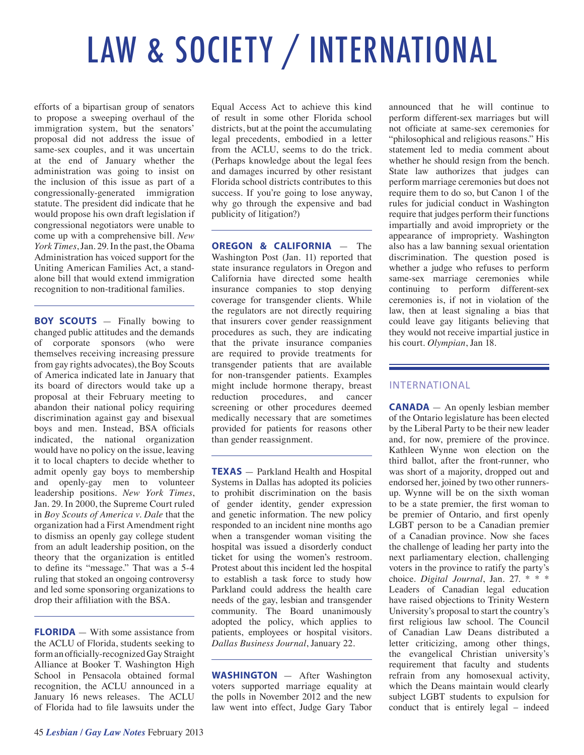# LAW & SOCIETY / INTERNATIONAL

efforts of a bipartisan group of senators to propose a sweeping overhaul of the immigration system, but the senators' proposal did not address the issue of same-sex couples, and it was uncertain at the end of January whether the administration was going to insist on the inclusion of this issue as part of a congressionally-generated immigration statute. The president did indicate that he would propose his own draft legislation if congressional negotiators were unable to come up with a comprehensive bill. *New York Times*, Jan. 29. In the past, the Obama Administration has voiced support for the Uniting American Families Act, a stand-alone bill that would extend immigration recognition to non-traditional families.

---

**BOY SCOUTS** — Finally bowing to changed public attitudes and the demands of corporate sponsors (who were themselves receiving increasing pressure from gay rights advocates), the Boy Scouts of America indicated late in January that its board of directors would take up a proposal at their February meeting to abandon their national policy requiring discrimination against gay and bisexual boys and men. Instead, BSA officials indicated, the national organization would have no policy on the issue, leaving it to local chapters to decide whether to admit openly gay boys to membership and openly-gay men to volunteer leadership positions. *New York Times*, Jan. 29. In 2000, the Supreme Court ruled in *Boy Scouts of America v. Dale* that the organization had a First Amendment right to dismiss an openly gay college student from an adult leadership position, on the theory that the organization is entitled to define its "message." That was a 5-4 ruling that stoked an ongoing controversy and led some sponsoring organizations to drop their affiliation with the BSA.

---

**FLORIDA** — With some assistance from the ACLU of Florida, students seeking to form an officially-recognized Gay Straight Alliance at Booker T. Washington High School in Pensacola obtained formal recognition, the ACLU announced in a January 16 news releases. The ACLU of Florida had to file lawsuits under the Equal Access Act to achieve this kind of result in some other Florida school districts, but at the point the accumulating legal precedents, embodied in a letter from the ACLU, seems to do the trick. (Perhaps knowledge about the legal fees and damages incurred by other resistant Florida school districts contributes to this success. If you're going to lose anyway, why go through the expensive and bad publicity of litigation?)

---

**OREGON & CALIFORNIA** — The Washington Post (Jan. 11) reported that state insurance regulators in Oregon and California have directed some health insurance companies to stop denying coverage for transgender clients. While the regulators are not directly requiring that insurers cover gender reassignment procedures as such, they are indicating that the private insurance companies are required to provide treatments for transgender patients that are available for non-transgender patients. Examples might include hormone therapy, breast reduction procedures, and cancer screening or other procedures deemed medically necessary that are sometimes provided for patients for reasons other than gender reassignment.

---

**TEXAS** — Parkland Health and Hospital Systems in Dallas has adopted its policies to prohibit discrimination on the basis of gender identity, gender expression and genetic information. The new policy responded to an incident nine months ago when a transgender woman visiting the hospital was issued a disorderly conduct ticket for using the women's restroom. Protest about this incident led the hospital to establish a task force to study how Parkland could address the health care needs of the gay, lesbian and transgender community. The Board unanimously adopted the policy, which applies to patients, employees or hospital visitors. *Dallas Business Journal*, January 22.

---

**WASHINGTON** — After Washington voters supported marriage equality at the polls in November 2012 and the new law went into effect, Judge Gary Tabor announced that he will continue to perform different-sex marriages but will not officiate at same-sex ceremonies for "philosophical and religious reasons." His statement led to media comment about whether he should resign from the bench. State law authorizes that judges can perform marriage ceremonies but does not require them to do so, but Canon 1 of the rules for judicial conduct in Washington require that judges perform their functions impartially and avoid impropriety or the appearance of impropriety. Washington also has a law banning sexual orientation discrimination. The question posed is whether a judge who refuses to perform same-sex marriage ceremonies while continuing to perform different-sex ceremonies is, if not in violation of the law, then at least signaling a bias that could leave gay litigants believing that they would not receive impartial justice in his court. *Olympian*, Jan 18.

---

## INTERNATIONAL

**CANADA** — An openly lesbian member of the Ontario legislature has been elected by the Liberal Party to be their new leader and, for now, premiere of the province. Kathleen Wynne won election on the third ballot, after the front-runner, who was short of a majority, dropped out and endorsed her, joined by two other runners-up. Wynne will be on the sixth woman to be a state premier, the first woman to be premier of Ontario, and first openly LGBT person to be a Canadian premier of a Canadian province. Now she faces the challenge of leading her party into the next parliamentary election, challenging voters in the province to ratify the party's choice. *Digital Journal*, Jan. 27. * * * Leaders of Canadian legal education have raised objections to Trinity Western University's proposal to start the country's first religious law school. The Council of Canadian Law Deans distributed a letter criticizing, among other things, the evangelical Christian university's requirement that faculty and students refrain from any homosexual activity, which the Deans maintain would clearly subject LGBT students to expulsion for conduct that is entirely legal – indeed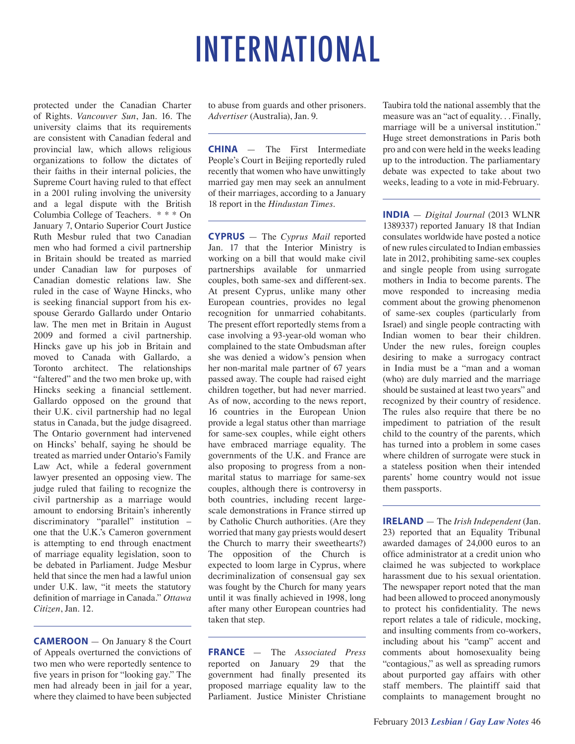# INTERNATIONAL

protected under the Canadian Charter of Rights. *Vancouver Sun*, Jan. 16. The university claims that its requirements are consistent with Canadian federal and provincial law, which allows religious organizations to follow the dictates of their faiths in their internal policies, the Supreme Court having ruled to that effect in a 2001 ruling involving the university and a legal dispute with the British Columbia College of Teachers. * * * On January 7, Ontario Superior Court Justice Ruth Mesbur ruled that two Canadian men who had formed a civil partnership in Britain should be treated as married under Canadian law for purposes of Canadian domestic relations law. She ruled in the case of Wayne Hincks, who is seeking financial support from his ex-spouse Gerardo Gallardo under Ontario law. The men met in Britain in August 2009 and formed a civil partnership. Hincks gave up his job in Britain and moved to Canada with Gallardo, a Toronto architect. The relationships "faltered" and the two men broke up, with Hincks seeking a financial settlement. Gallardo opposed on the ground that their U.K. civil partnership had no legal status in Canada, but the judge disagreed. The Ontario government had intervened on Hincks' behalf, saying he should be treated as married under Ontario's Family Law Act, while a federal government lawyer presented an opposing view. The judge ruled that failing to recognize the civil partnership as a marriage would amount to endorsing Britain's inherently discriminatory "parallel" institution – one that the U.K.'s Cameron government is attempting to end through enactment of marriage equality legislation, soon to be debated in Parliament. Judge Mesbur held that since the men had a lawful union under U.K. law, "it meets the statutory definition of marriage in Canada." *Ottawa Citizen*, Jan. 12.

**CAMEROON** — On January 8 the Court of Appeals overturned the convictions of two men who were reportedly sentence to five years in prison for "looking gay." The men had already been in jail for a year, where they claimed to have been subjected to abuse from guards and other prisoners. *Advertiser* (Australia), Jan. 9.

**CHINA** — The First Intermediate People's Court in Beijing reportedly ruled recently that women who have unwittingly married gay men may seek an annulment of their marriages, according to a January 18 report in the *Hindustan Times*.

**CYPRUS** — The *Cyprus Mail* reported Jan. 17 that the Interior Ministry is working on a bill that would make civil partnerships available for unmarried couples, both same-sex and different-sex. At present Cyprus, unlike many other European countries, provides no legal recognition for unmarried cohabitants. The present effort reportedly stems from a case involving a 93-year-old woman who complained to the state Ombudsman after she was denied a widow's pension when her non-marital male partner of 67 years passed away. The couple had raised eight children together, but had never married. As of now, according to the news report, 16 countries in the European Union provide a legal status other than marriage for same-sex couples, while eight others have embraced marriage equality. The governments of the U.K. and France are also proposing to progress from a non-marital status to marriage for same-sex couples, although there is controversy in both countries, including recent large-scale demonstrations in France stirred up by Catholic Church authorities. (Are they worried that many gay priests would desert the Church to marry their sweethearts?) The opposition of the Church is expected to loom large in Cyprus, where decriminalization of consensual gay sex was fought by the Church for many years until it was finally achieved in 1998, long after many other European countries had taken that step.

**FRANCE** — The *Associated Press* reported on January 29 that the government had finally presented its proposed marriage equality law to the Parliament. Justice Minister Christiane Taubira told the national assembly that the measure was an "act of equality. . . Finally, marriage will be a universal institution." Huge street demonstrations in Paris both pro and con were held in the weeks leading up to the introduction. The parliamentary debate was expected to take about two weeks, leading to a vote in mid-February.

**INDIA** — *Digital Journal* (2013 WLNR 1389337) reported January 18 that Indian consulates worldwide have posted a notice of new rules circulated to Indian embassies late in 2012, prohibiting same-sex couples and single people from using surrogate mothers in India to become parents. The move responded to increasing media comment about the growing phenomenon of same-sex couples (particularly from Israel) and single people contracting with Indian women to bear their children. Under the new rules, foreign couples desiring to make a surrogacy contract in India must be a "man and a woman (who) are duly married and the marriage should be sustained at least two years" and recognized by their country of residence. The rules also require that there be no impediment to patriation of the result child to the country of the parents, which has turned into a problem in some cases where children of surrogate were stuck in a stateless position when their intended parents' home country would not issue them passports.

**IRELAND** — The *Irish Independent* (Jan. 23) reported that an Equality Tribunal awarded damages of 24,000 euros to an office administrator at a credit union who claimed he was subjected to workplace harassment due to his sexual orientation. The newspaper report noted that the man had been allowed to proceed anonymously to protect his confidentiality. The news report relates a tale of ridicule, mocking, and insulting comments from co-workers, including about his "camp" accent and comments about homosexuality being "contagious," as well as spreading rumors about purported gay affairs with other staff members. The plaintiff said that complaints to management brought no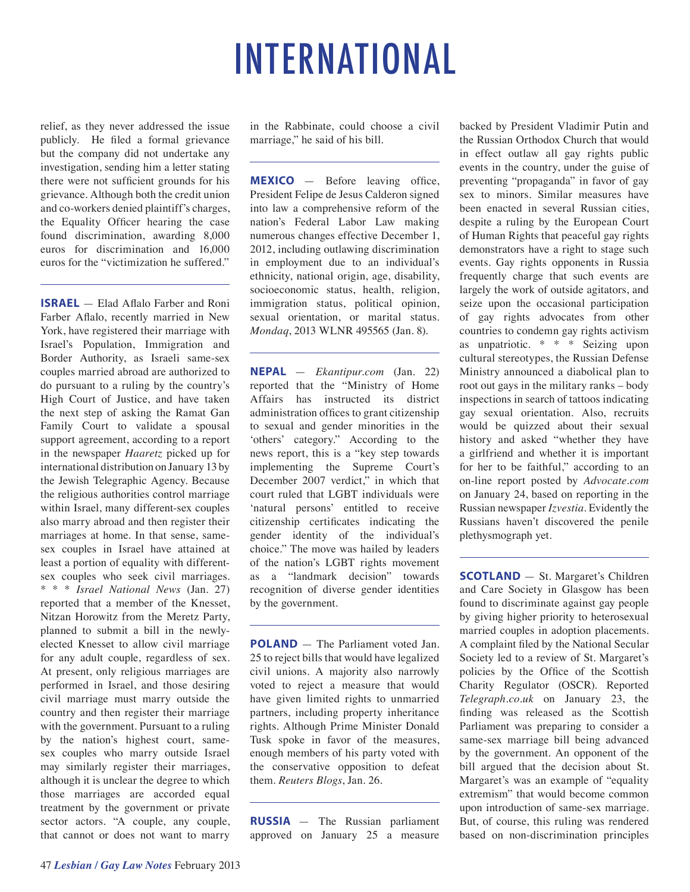# INTERNATIONAL

relief, as they never addressed the issue publicly. He filed a formal grievance but the company did not undertake any investigation, sending him a letter stating there were not sufficient grounds for his grievance. Although both the credit union and co-workers denied plaintiff's charges, the Equality Officer hearing the case found discrimination, awarding 8,000 euros for discrimination and 16,000 euros for the "victimization he suffered."

---

**ISRAEL** — Elad Aflalo Farber and Roni Farber Aflalo, recently married in New York, have registered their marriage with Israel's Population, Immigration and Border Authority, as Israeli same-sex couples married abroad are authorized to do pursuant to a ruling by the country's High Court of Justice, and have taken the next step of asking the Ramat Gan Family Court to validate a spousal support agreement, according to a report in the newspaper *Haaretz* picked up for international distribution on January 13 by the Jewish Telegraphic Agency. Because the religious authorities control marriage within Israel, many different-sex couples also marry abroad and then register their marriages at home. In that sense, same-sex couples in Israel have attained at least a portion of equality with different-sex couples who seek civil marriages. * * * *Israel National News* (Jan. 27) reported that a member of the Knesset, Nitzan Horowitz from the Meretz Party, planned to submit a bill in the newly-elected Knesset to allow civil marriage for any adult couple, regardless of sex. At present, only religious marriages are performed in Israel, and those desiring civil marriage must marry outside the country and then register their marriage with the government. Pursuant to a ruling by the nation's highest court, same-sex couples who marry outside Israel may similarly register their marriages, although it is unclear the degree to which those marriages are accorded equal treatment by the government or private sector actors. "A couple, any couple, that cannot or does not want to marry in the Rabbinate, could choose a civil marriage," he said of his bill.

---

**MEXICO** — Before leaving office, President Felipe de Jesus Calderon signed into law a comprehensive reform of the nation's Federal Labor Law making numerous changes effective December 1, 2012, including outlawing discrimination in employment due to an individual's ethnicity, national origin, age, disability, socioeconomic status, health, religion, immigration status, political opinion, sexual orientation, or marital status. *Mondaq*, 2013 WLNR 495565 (Jan. 8).

---

**NEPAL** — *Ekantipur.com* (Jan. 22) reported that the "Ministry of Home Affairs has instructed its district administration offices to grant citizenship to sexual and gender minorities in the 'others' category." According to the news report, this is a "key step towards implementing the Supreme Court's December 2007 verdict," in which that court ruled that LGBT individuals were 'natural persons' entitled to receive citizenship certificates indicating the gender identity of the individual's choice." The move was hailed by leaders of the nation's LGBT rights movement as a "landmark decision" towards recognition of diverse gender identities by the government.

---

**POLAND** — The Parliament voted Jan. 25 to reject bills that would have legalized civil unions. A majority also narrowly voted to reject a measure that would have given limited rights to unmarried partners, including property inheritance rights. Although Prime Minister Donald Tusk spoke in favor of the measures, enough members of his party voted with the conservative opposition to defeat them. *Reuters Blogs*, Jan. 26.

---

**RUSSIA** — The Russian parliament approved on January 25 a measure backed by President Vladimir Putin and the Russian Orthodox Church that would in effect outlaw all gay rights public events in the country, under the guise of preventing "propaganda" in favor of gay sex to minors. Similar measures have been enacted in several Russian cities, despite a ruling by the European Court of Human Rights that peaceful gay rights demonstrators have a right to stage such events. Gay rights opponents in Russia frequently charge that such events are largely the work of outside agitators, and seize upon the occasional participation of gay rights advocates from other countries to condemn gay rights activism as unpatriotic. * * * Seizing upon cultural stereotypes, the Russian Defense Ministry announced a diabolical plan to root out gays in the military ranks – body inspections in search of tattoos indicating gay sexual orientation. Also, recruits would be quizzed about their sexual history and asked "whether they have a girlfriend and whether it is important for her to be faithful," according to an on-line report posted by *Advocate.com* on January 24, based on reporting in the Russian newspaper *Izvestia*. Evidently the Russians haven't discovered the penile plethysmograph yet.

---

**SCOTLAND** — St. Margaret's Children and Care Society in Glasgow has been found to discriminate against gay people by giving higher priority to heterosexual married couples in adoption placements. A complaint filed by the National Secular Society led to a review of St. Margaret's policies by the Office of the Scottish Charity Regulator (OSCR). Reported *Telegraph.co.uk* on January 23, the finding was released as the Scottish Parliament was preparing to consider a same-sex marriage bill being advanced by the government. An opponent of the bill argued that the decision about St. Margaret's was an example of "equality extremism" that would become common upon introduction of same-sex marriage. But, of course, this ruling was rendered based on non-discrimination principles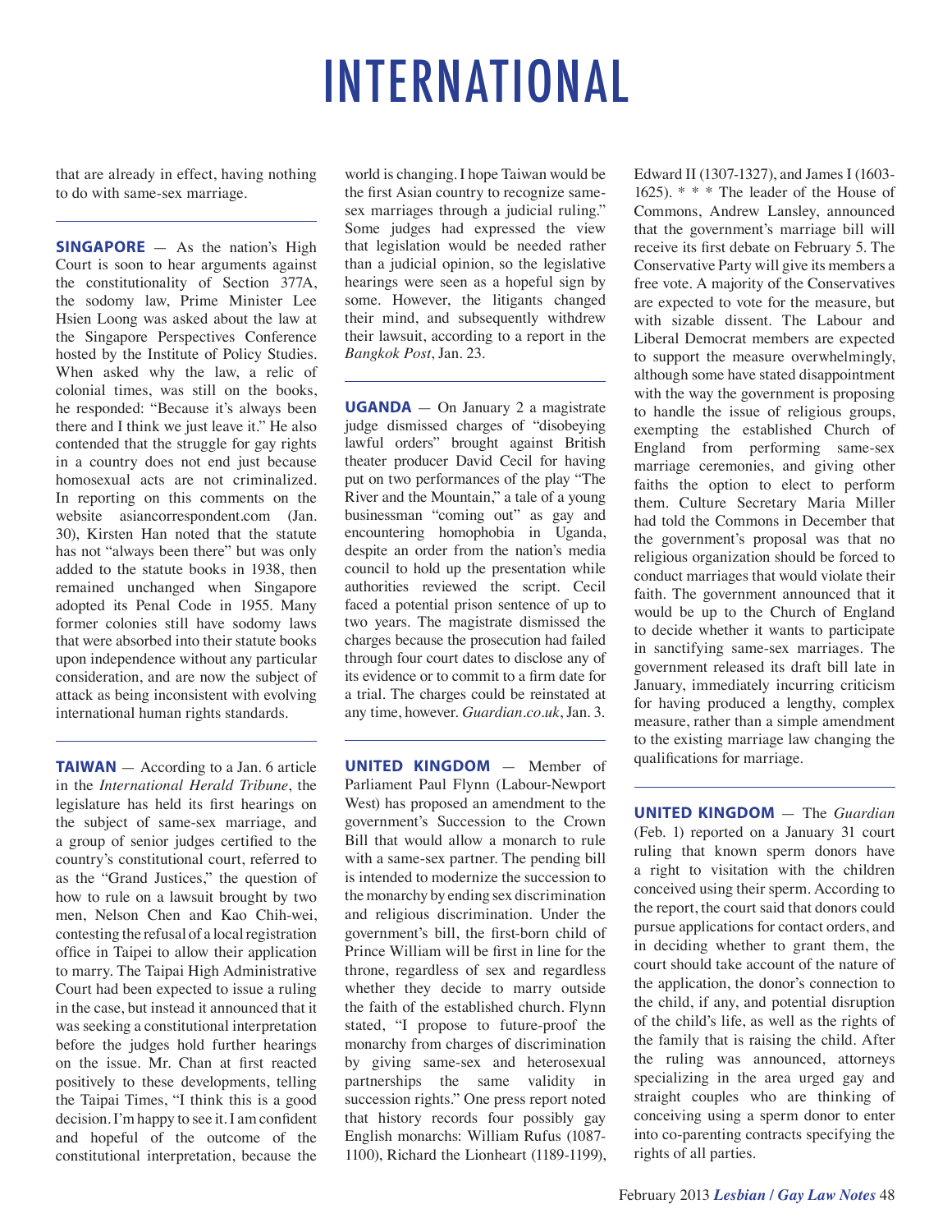# INTERNATIONAL

that are already in effect, having nothing to do with same-sex marriage.

---

**SINGAPORE** — As the nation's High Court is soon to hear arguments against the constitutionality of Section 377A, the sodomy law, Prime Minister Lee Hsien Loong was asked about the law at the Singapore Perspectives Conference hosted by the Institute of Policy Studies. When asked why the law, a relic of colonial times, was still on the books, he responded: "Because it's always been there and I think we just leave it." He also contended that the struggle for gay rights in a country does not end just because homosexual acts are not criminalized. In reporting on this comments on the website asiancorrespondent.com (Jan. 30), Kirsten Han noted that the statute has not "always been there" but was only added to the statute books in 1938, then remained unchanged when Singapore adopted its Penal Code in 1955. Many former colonies still have sodomy laws that were absorbed into their statute books upon independence without any particular consideration, and are now the subject of attack as being inconsistent with evolving international human rights standards.

---

**TAIWAN** — According to a Jan. 6 article in the *International Herald Tribune*, the legislature has held its first hearings on the subject of same-sex marriage, and a group of senior judges certified to the country's constitutional court, referred to as the "Grand Justices," the question of how to rule on a lawsuit brought by two men, Nelson Chen and Kao Chih-wei, contesting the refusal of a local registration office in Taipei to allow their application to marry. The Taipai High Administrative Court had been expected to issue a ruling in the case, but instead it announced that it was seeking a constitutional interpretation before the judges hold further hearings on the issue. Mr. Chan at first reacted positively to these developments, telling the Taipai Times, "I think this is a good decision. I'm happy to see it. I am confident and hopeful of the outcome of the constitutional interpretation, because the world is changing. I hope Taiwan would be the first Asian country to recognize same-sex marriages through a judicial ruling." Some judges had expressed the view that legislation would be needed rather than a judicial opinion, so the legislative hearings were seen as a hopeful sign by some. However, the litigants changed their mind, and subsequently withdrew their lawsuit, according to a report in the *Bangkok Post*, Jan. 23.

---

**UGANDA** — On January 2 a magistrate judge dismissed charges of "disobeying lawful orders" brought against British theater producer David Cecil for having put on two performances of the play "The River and the Mountain," a tale of a young businessman "coming out" as gay and encountering homophobia in Uganda, despite an order from the nation's media council to hold up the presentation while authorities reviewed the script. Cecil faced a potential prison sentence of up to two years. The magistrate dismissed the charges because the prosecution had failed through four court dates to disclose any of its evidence or to commit to a firm date for a trial. The charges could be reinstated at any time, however. *Guardian.co.uk*, Jan. 3.

---

**UNITED KINGDOM** — Member of Parliament Paul Flynn (Labour-Newport West) has proposed an amendment to the government's Succession to the Crown Bill that would allow a monarch to rule with a same-sex partner. The pending bill is intended to modernize the succession to the monarchy by ending sex discrimination and religious discrimination. Under the government's bill, the first-born child of Prince William will be first in line for the throne, regardless of sex and regardless whether they decide to marry outside the faith of the established church. Flynn stated, "I propose to future-proof the monarchy from charges of discrimination by giving same-sex and heterosexual partnerships the same validity in succession rights." One press report noted that history records four possibly gay English monarchs: William Rufus (1087-1100), Richard the Lionheart (1189-1199), Edward II (1307-1327), and James I (1603-1625). * * * The leader of the House of Commons, Andrew Lansley, announced that the government's marriage bill will receive its first debate on February 5. The Conservative Party will give its members a free vote. A majority of the Conservatives are expected to vote for the measure, but with sizable dissent. The Labour and Liberal Democrat members are expected to support the measure overwhelmingly, although some have stated disappointment with the way the government is proposing to handle the issue of religious groups, exempting the established Church of England from performing same-sex marriage ceremonies, and giving other faiths the option to elect to perform them. Culture Secretary Maria Miller had told the Commons in December that the government's proposal was that no religious organization should be forced to conduct marriages that would violate their faith. The government announced that it would be up to the Church of England to decide whether it wants to participate in sanctifying same-sex marriages. The government released its draft bill late in January, immediately incurring criticism for having produced a lengthy, complex measure, rather than a simple amendment to the existing marriage law changing the qualifications for marriage.

---

**UNITED KINGDOM** — The *Guardian* (Feb. 1) reported on a January 31 court ruling that known sperm donors have a right to visitation with the children conceived using their sperm. According to the report, the court said that donors could pursue applications for contact orders, and in deciding whether to grant them, the court should take account of the nature of the application, the donor's connection to the child, if any, and potential disruption of the child's life, as well as the rights of the family that is raising the child. After the ruling was announced, attorneys specializing in the area urged gay and straight couples who are thinking of conceiving using a sperm donor to enter into co-parenting contracts specifying the rights of all parties.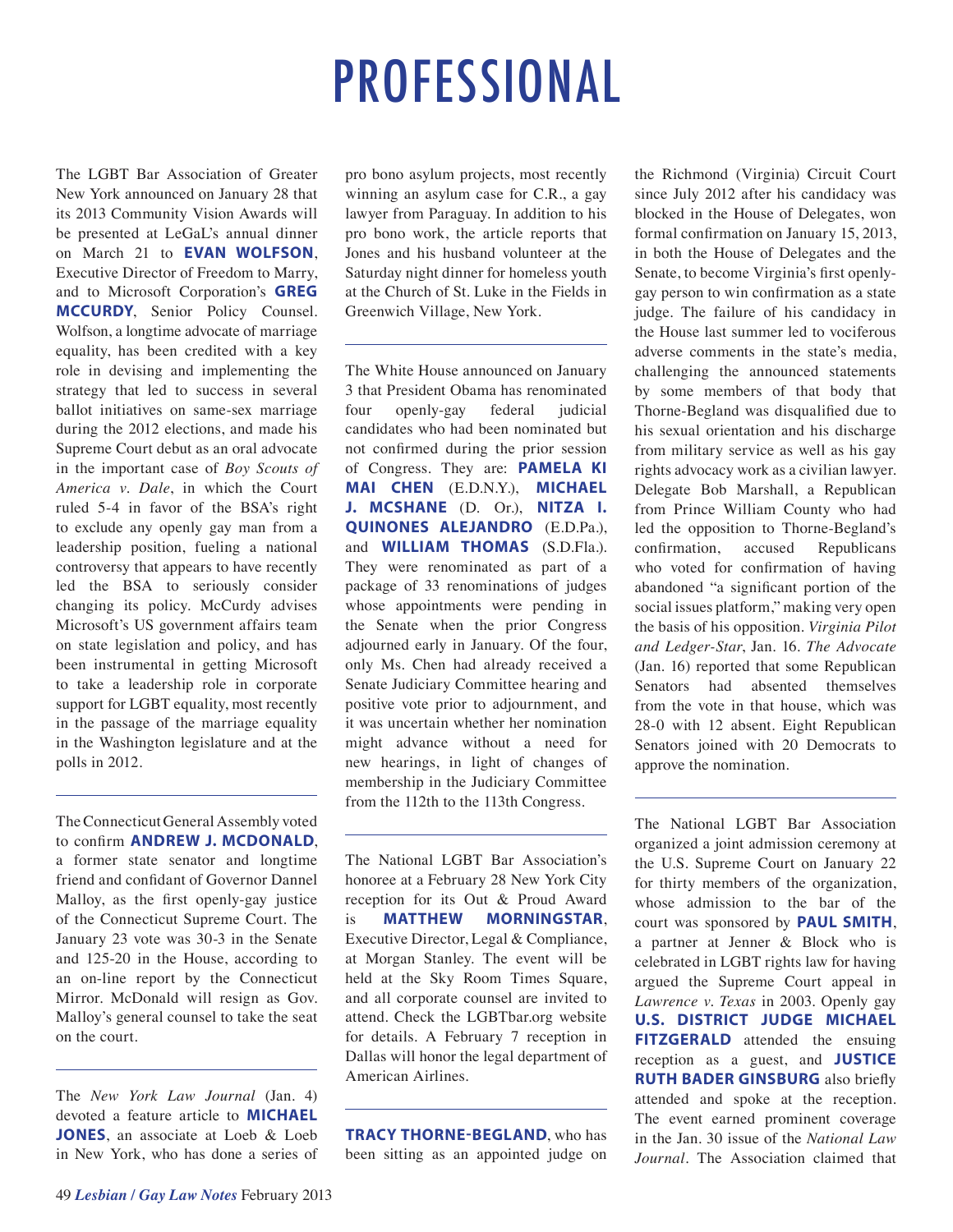# PROFESSIONAL

The LGBT Bar Association of Greater New York announced on January 28 that its 2013 Community Vision Awards will be presented at LeGaL's annual dinner on March 21 to **EVAN WOLFSON**, Executive Director of Freedom to Marry, and to Microsoft Corporation's **GREG MCCURDY**, Senior Policy Counsel. Wolfson, a longtime advocate of marriage equality, has been credited with a key role in devising and implementing the strategy that led to success in several ballot initiatives on same-sex marriage during the 2012 elections, and made his Supreme Court debut as an oral advocate in the important case of *Boy Scouts of America v. Dale*, in which the Court ruled 5-4 in favor of the BSA's right to exclude any openly gay man from a leadership position, fueling a national controversy that appears to have recently led the BSA to seriously consider changing its policy. McCurdy advises Microsoft's US government affairs team on state legislation and policy, and has been instrumental in getting Microsoft to take a leadership role in corporate support for LGBT equality, most recently in the passage of the marriage equality in the Washington legislature and at the polls in 2012.

---

The Connecticut General Assembly voted to confirm **ANDREW J. MCDONALD**, a former state senator and longtime friend and confidant of Governor Dannel Malloy, as the first openly-gay justice of the Connecticut Supreme Court. The January 23 vote was 30-3 in the Senate and 125-20 in the House, according to an on-line report by the Connecticut Mirror. McDonald will resign as Gov. Malloy's general counsel to take the seat on the court.

---

The *New York Law Journal* (Jan. 4) devoted a feature article to **MICHAEL JONES**, an associate at Loeb & Loeb in New York, who has done a series of pro bono asylum projects, most recently winning an asylum case for C.R., a gay lawyer from Paraguay. In addition to his pro bono work, the article reports that Jones and his husband volunteer at the Saturday night dinner for homeless youth at the Church of St. Luke in the Fields in Greenwich Village, New York.

---

The White House announced on January 3 that President Obama has renominated four openly-gay federal judicial candidates who had been nominated but not confirmed during the prior session of Congress. They are: **PAMELA KI MAI CHEN** (E.D.N.Y.), **MICHAEL J. MCSHANE** (D. Or.), **NITZA I. QUINONES ALEJANDRO** (E.D.Pa.), and **WILLIAM THOMAS** (S.D.Fla.). They were renominated as part of a package of 33 renominations of judges whose appointments were pending in the Senate when the prior Congress adjourned early in January. Of the four, only Ms. Chen had already received a Senate Judiciary Committee hearing and positive vote prior to adjournment, and it was uncertain whether her nomination might advance without a need for new hearings, in light of changes of membership in the Judiciary Committee from the 112th to the 113th Congress.

---

The National LGBT Bar Association's honoree at a February 28 New York City reception for its Out & Proud Award is **MATTHEW MORNINGSTAR**, Executive Director, Legal & Compliance, at Morgan Stanley. The event will be held at the Sky Room Times Square, and all corporate counsel are invited to attend. Check the LGBTbar.org website for details. A February 7 reception in Dallas will honor the legal department of American Airlines.

---

**TRACY THORNE-BEGLAND**, who has been sitting as an appointed judge on the Richmond (Virginia) Circuit Court since July 2012 after his candidacy was blocked in the House of Delegates, won formal confirmation on January 15, 2013, in both the House of Delegates and the Senate, to become Virginia's first openly-gay person to win confirmation as a state judge. The failure of his candidacy in the House last summer led to vociferous adverse comments in the state's media, challenging the announced statements by some members of that body that Thorne-Begland was disqualified due to his sexual orientation and his discharge from military service as well as his gay rights advocacy work as a civilian lawyer. Delegate Bob Marshall, a Republican from Prince William County who had led the opposition to Thorne-Begland's confirmation, accused Republicans who voted for confirmation of having abandoned "a significant portion of the social issues platform," making very open the basis of his opposition. *Virginia Pilot and Ledger-Star*, Jan. 16. *The Advocate* (Jan. 16) reported that some Republican Senators had absented themselves from the vote in that house, which was 28-0 with 12 absent. Eight Republican Senators joined with 20 Democrats to approve the nomination.

---

The National LGBT Bar Association organized a joint admission ceremony at the U.S. Supreme Court on January 22 for thirty members of the organization, whose admission to the bar of the court was sponsored by **PAUL SMITH**, a partner at Jenner & Block who is celebrated in LGBT rights law for having argued the Supreme Court appeal in *Lawrence v. Texas* in 2003. Openly gay **U.S. DISTRICT JUDGE MICHAEL FITZGERALD** attended the ensuing reception as a guest, and **JUSTICE RUTH BADER GINSBURG** also briefly attended and spoke at the reception. The event earned prominent coverage in the Jan. 30 issue of the *National Law Journal*. The Association claimed that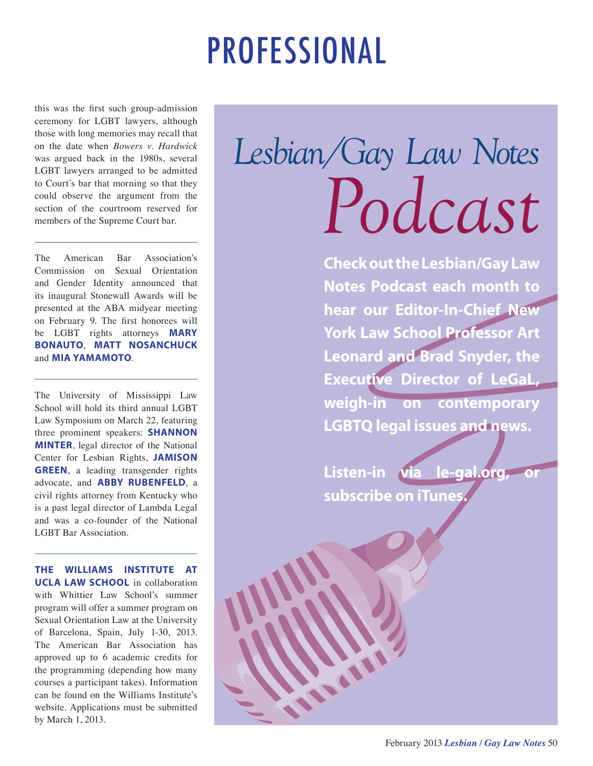# PROFESSIONAL

this was the first such group-admission ceremony for LGBT lawyers, although those with long memories may recall that on the date when *Bowers v. Hardwick* was argued back in the 1980s, several LGBT lawyers arranged to be admitted to Court's bar that morning so that they could observe the argument from the section of the courtroom reserved for members of the Supreme Court bar.

---

The American Bar Association's Commission on Sexual Orientation and Gender Identity announced that its inaugural Stonewall Awards will be presented at the ABA midyear meeting on February 9. The first honorees will be LGBT rights attorneys **MARY BONAUTO**, **MATT NOSANCHUCK** and **MIA YAMAMOTO**.

---

The University of Mississippi Law School will hold its third annual LGBT Law Symposium on March 22, featuring three prominent speakers: **SHANNON MINTER**, legal director of the National Center for Lesbian Rights, **JAMISON GREEN**, a leading transgender rights advocate, and **ABBY RUBENFELD**, a civil rights attorney from Kentucky who is a past legal director of Lambda Legal and was a co-founder of the National LGBT Bar Association.

---

**THE WILLIAMS INSTITUTE AT UCLA LAW SCHOOL** in collaboration with Whittier Law School's summer program will offer a summer program on Sexual Orientation Law at the University of Barcelona, Spain, July 1-30, 2013. The American Bar Association has approved up to 6 academic credits for the programming (depending how many courses a participant takes). Information can be found on the Williams Institute's website. Applications must be submitted by March 1, 2013.

## *Lesbian/Gay Law Notes Podcast*

**Check out the Lesbian/Gay Law Notes Podcast each month to hear our Editor-In-Chief New York Law School Professor Art Leonard and Brad Snyder, the Executive Director of LeGaL, weigh-in on contemporary LGBTQ legal issues and news.**

**Listen-in via le-gal.org, or subscribe on iTunes.**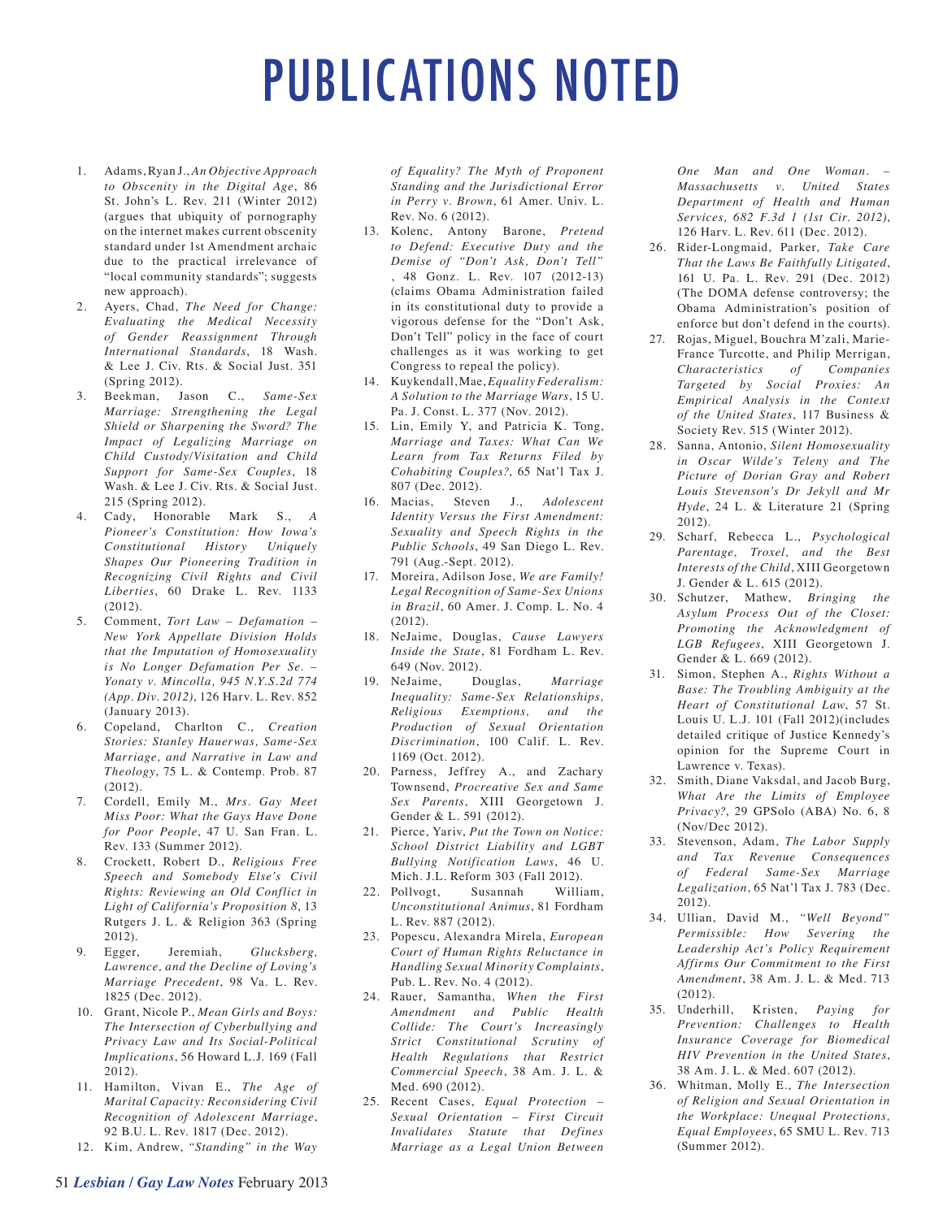# PUBLICATIONS NOTED

1. Adams, Ryan J., *An Objective Approach to Obscenity in the Digital Age*, 86 St. John's L. Rev. 211 (Winter 2012) (argues that ubiquity of pornography on the internet makes current obscenity standard under 1st Amendment archaic due to the practical irrelevance of "local community standards"; suggests new approach).
2. Ayers, Chad, *The Need for Change: Evaluating the Medical Necessity of Gender Reassignment Through International Standards*, 18 Wash. & Lee J. Civ. Rts. & Social Just. 351 (Spring 2012).
3. Beekman, Jason C., *Same-Sex Marriage: Strengthening the Legal Shield or Sharpening the Sword? The Impact of Legalizing Marriage on Child Custody/Visitation and Child Support for Same-Sex Couples*, 18 Wash. & Lee J. Civ. Rts. & Social Just. 215 (Spring 2012).
4. Cady, Honorable Mark S., *A Pioneer's Constitution: How Iowa's Constitutional History Uniquely Shapes Our Pioneering Tradition in Recognizing Civil Rights and Civil Liberties*, 60 Drake L. Rev. 1133 (2012).
5. Comment, *Tort Law – Defamation – New York Appellate Division Holds that the Imputation of Homosexuality is No Longer Defamation Per Se. – Yonaty v. Mincolla, 945 N.Y.S.2d 774 (App. Div. 2012)*, 126 Harv. L. Rev. 852 (January 2013).
6. Copeland, Charlton C., *Creation Stories: Stanley Hauerwas, Same-Sex Marriage, and Narrative in Law and Theology*, 75 L. & Contemp. Prob. 87 (2012).
7. Cordell, Emily M., *Mrs. Gay Meet Miss Poor: What the Gays Have Done for Poor People*, 47 U. San Fran. L. Rev. 133 (Summer 2012).
8. Crockett, Robert D., *Religious Free Speech and Somebody Else's Civil Rights: Reviewing an Old Conflict in Light of California's Proposition 8*, 13 Rutgers J. L. & Religion 363 (Spring 2012).
9. Egger, Jeremiah, *Glucksberg, Lawrence, and the Decline of Loving's Marriage Precedent*, 98 Va. L. Rev. 1825 (Dec. 2012).
10. Grant, Nicole P., *Mean Girls and Boys: The Intersection of Cyberbullying and Privacy Law and Its Social-Political Implications*, 56 Howard L.J. 169 (Fall 2012).
11. Hamilton, Vivan E., *The Age of Marital Capacity: Reconsidering Civil Recognition of Adolescent Marriage*, 92 B.U. L. Rev. 1817 (Dec. 2012).
12. Kim, Andrew, *"Standing" in the Way of Equality? The Myth of Proponent Standing and the Jurisdictional Error in Perry v. Brown*, 61 Amer. Univ. L. Rev. No. 6 (2012).
13. Kolenc, Antony Barone, *Pretend to Defend: Executive Duty and the Demise of "Don't Ask, Don't Tell"*, 48 Gonz. L. Rev. 107 (2012-13) (claims Obama Administration failed in its constitutional duty to provide a vigorous defense for the "Don't Ask, Don't Tell" policy in the face of court challenges as it was working to get Congress to repeal the policy).
14. Kuykendall, Mae, *Equality Federalism: A Solution to the Marriage Wars*, 15 U. Pa. J. Const. L. 377 (Nov. 2012).
15. Lin, Emily Y, and Patricia K. Tong, *Marriage and Taxes: What Can We Learn from Tax Returns Filed by Cohabiting Couples?*, 65 Nat'l Tax J. 807 (Dec. 2012).
16. Macias, Steven J., *Adolescent Identity Versus the First Amendment: Sexuality and Speech Rights in the Public Schools*, 49 San Diego L. Rev. 791 (Aug.-Sept. 2012).
17. Moreira, Adilson Jose, *We are Family! Legal Recognition of Same-Sex Unions in Brazil*, 60 Amer. J. Comp. L. No. 4 (2012).
18. NeJaime, Douglas, *Cause Lawyers Inside the State*, 81 Fordham L. Rev. 649 (Nov. 2012).
19. NeJaime, Douglas, *Marriage Inequality: Same-Sex Relationships, Religious Exemptions, and the Production of Sexual Orientation Discrimination*, 100 Calif. L. Rev. 1169 (Oct. 2012).
20. Parness, Jeffrey A., and Zachary Townsend, *Procreative Sex and Same Sex Parents*, XIII Georgetown J. Gender & L. 591 (2012).
21. Pierce, Yariv, *Put the Town on Notice: School District Liability and LGBT Bullying Notification Laws*, 46 U. Mich. J.L. Reform 303 (Fall 2012).
22. Pollvogt, Susannah William, *Unconstitutional Animus*, 81 Fordham L. Rev. 887 (2012).
23. Popescu, Alexandra Mirela, *European Court of Human Rights Reluctance in Handling Sexual Minority Complaints*, Pub. L. Rev. No. 4 (2012).
24. Rauer, Samantha, *When the First Amendment and Public Health Collide: The Court's Increasingly Strict Constitutional Scrutiny of Health Regulations that Restrict Commercial Speech*, 38 Am. J. L. & Med. 690 (2012).
25. Recent Cases, *Equal Protection – Sexual Orientation – First Circuit Invalidates Statute that Defines Marriage as a Legal Union Between One Man and One Woman. – Massachusetts v. United States Department of Health and Human Services, 682 F.3d 1 (1st Cir. 2012)*, 126 Harv. L. Rev. 611 (Dec. 2012).
26. Rider-Longmaid, Parker, *Take Care That the Laws Be Faithfully Litigated*, 161 U. Pa. L. Rev. 291 (Dec. 2012) (The DOMA defense controversy; the Obama Administration's position of enforce but don't defend in the courts).
27. Rojas, Miguel, Bouchra M'zali, Marie-France Turcotte, and Philip Merrigan, *Characteristics of Companies Targeted by Social Proxies: An Empirical Analysis in the Context of the United States*, 117 Business & Society Rev. 515 (Winter 2012).
28. Sanna, Antonio, *Silent Homosexuality in Oscar Wilde's Teleny and The Picture of Dorian Gray and Robert Louis Stevenson's Dr Jekyll and Mr Hyde*, 24 L. & Literature 21 (Spring 2012).
29. Scharf, Rebecca L., *Psychological Parentage, Troxel, and the Best Interests of the Child*, XIII Georgetown J. Gender & L. 615 (2012).
30. Schutzer, Mathew, *Bringing the Asylum Process Out of the Closet: Promoting the Acknowledgment of LGB Refugees*, XIII Georgetown J. Gender & L. 669 (2012).
31. Simon, Stephen A., *Rights Without a Base: The Troubling Ambiguity at the Heart of Constitutional Law*, 57 St. Louis U. L.J. 101 (Fall 2012)(includes detailed critique of Justice Kennedy's opinion for the Supreme Court in Lawrence v. Texas).
32. Smith, Diane Vaksdal, and Jacob Burg, *What Are the Limits of Employee Privacy?*, 29 GPSolo (ABA) No. 6, 8 (Nov/Dec 2012).
33. Stevenson, Adam, *The Labor Supply and Tax Revenue Consequences of Federal Same-Sex Marriage Legalization*, 65 Nat'l Tax J. 783 (Dec. 2012).
34. Ullian, David M., *"Well Beyond" Permissible: How Severing the Leadership Act's Policy Requirement Affirms Our Commitment to the First Amendment*, 38 Am. J. L. & Med. 713 (2012).
35. Underhill, Kristen, *Paying for Prevention: Challenges to Health Insurance Coverage for Biomedical HIV Prevention in the United States*, 38 Am. J. L. & Med. 607 (2012).
36. Whitman, Molly E., *The Intersection of Religion and Sexual Orientation in the Workplace: Unequal Protections, Equal Employees*, 65 SMU L. Rev. 713 (Summer 2012).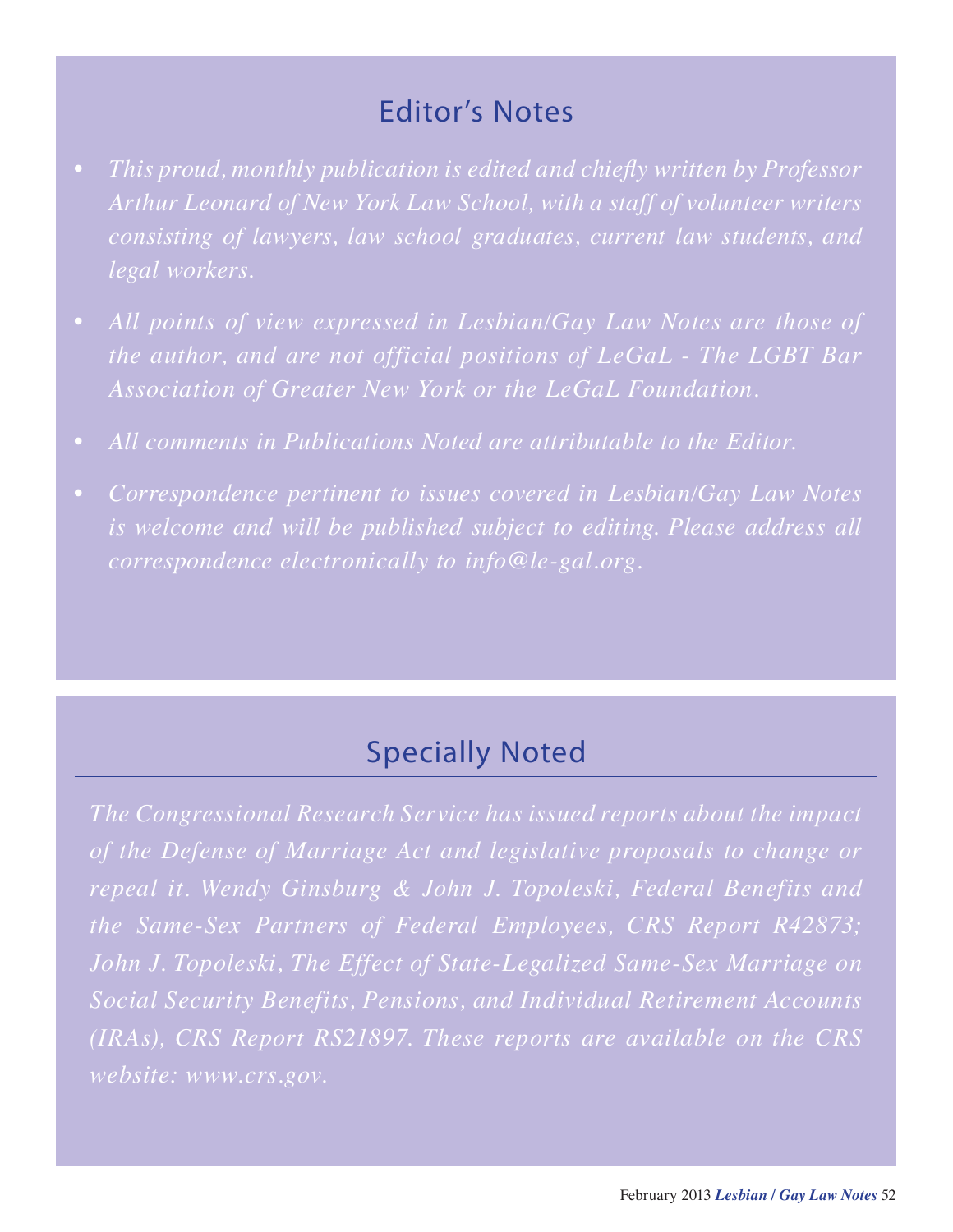## Editor's Notes

- *This proud, monthly publication is edited and chiefly written by Professor Arthur Leonard of New York Law School, with a staff of volunteer writers consisting of lawyers, law school graduates, current law students, and legal workers.*
- *All points of view expressed in Lesbian/Gay Law Notes are those of the author, and are not official positions of LeGaL - The LGBT Bar Association of Greater New York or the LeGaL Foundation.*
- *All comments in Publications Noted are attributable to the Editor.*
- *Correspondence pertinent to issues covered in Lesbian/Gay Law Notes is welcome and will be published subject to editing. Please address all correspondence electronically to info@le-gal.org.*

## Specially Noted

*The Congressional Research Service has issued reports about the impact of the Defense of Marriage Act and legislative proposals to change or repeal it. Wendy Ginsburg & John J. Topoleski, Federal Benefits and the Same-Sex Partners of Federal Employees, CRS Report R42873; John J. Topoleski, The Effect of State-Legalized Same-Sex Marriage on Social Security Benefits, Pensions, and Individual Retirement Accounts (IRAs), CRS Report RS21897. These reports are available on the CRS website: www.crs.gov.*